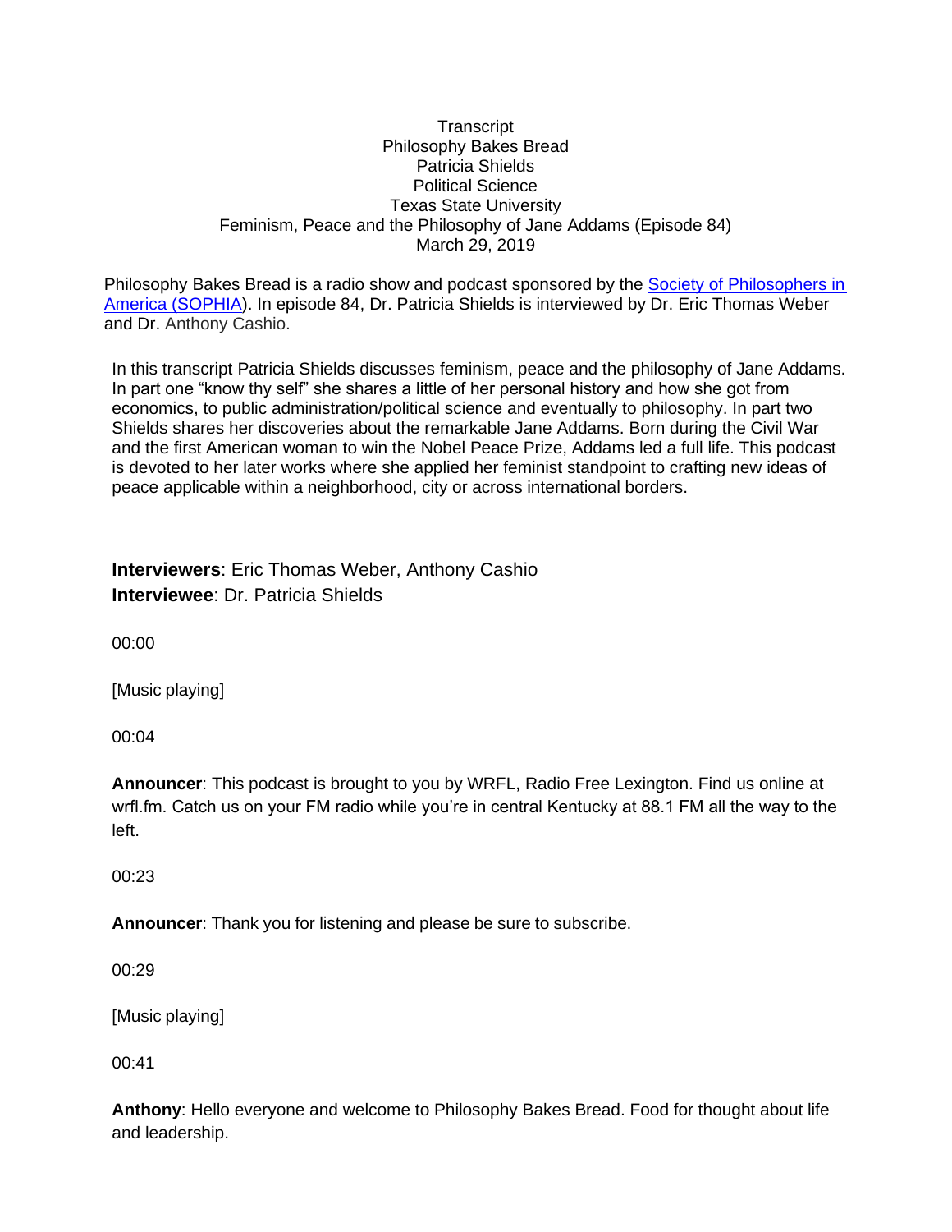Transcript
Philosophy Bakes Bread
Patricia Shields
Political Science
Texas State University
Feminism, Peace and the Philosophy of Jane Addams (Episode 84)
March 29, 2019

Philosophy Bakes Bread is a radio show and podcast sponsored by the [Society of Philosophers in America (SOPHIA)](). In episode 84, Dr. Patricia Shields is interviewed by Dr. Eric Thomas Weber and Dr. Anthony Cashio.

In this transcript Patricia Shields discusses feminism, peace and the philosophy of Jane Addams. In part one "know thy self" she shares a little of her personal history and how she got from economics, to public administration/political science and eventually to philosophy. In part two Shields shares her discoveries about the remarkable Jane Addams. Born during the Civil War and the first American woman to win the Nobel Peace Prize, Addams led a full life. This podcast is devoted to her later works where she applied her feminist standpoint to crafting new ideas of peace applicable within a neighborhood, city or across international borders.

**Interviewers**: Eric Thomas Weber, Anthony Cashio
**Interviewee**: Dr. Patricia Shields

00:00

[Music playing]

00:04

**Announcer**: This podcast is brought to you by WRFL, Radio Free Lexington. Find us online at wrfl.fm. Catch us on your FM radio while you're in central Kentucky at 88.1 FM all the way to the left.

00:23

**Announcer**: Thank you for listening and please be sure to subscribe.

00:29

[Music playing]

00:41

**Anthony**: Hello everyone and welcome to Philosophy Bakes Bread. Food for thought about life and leadership.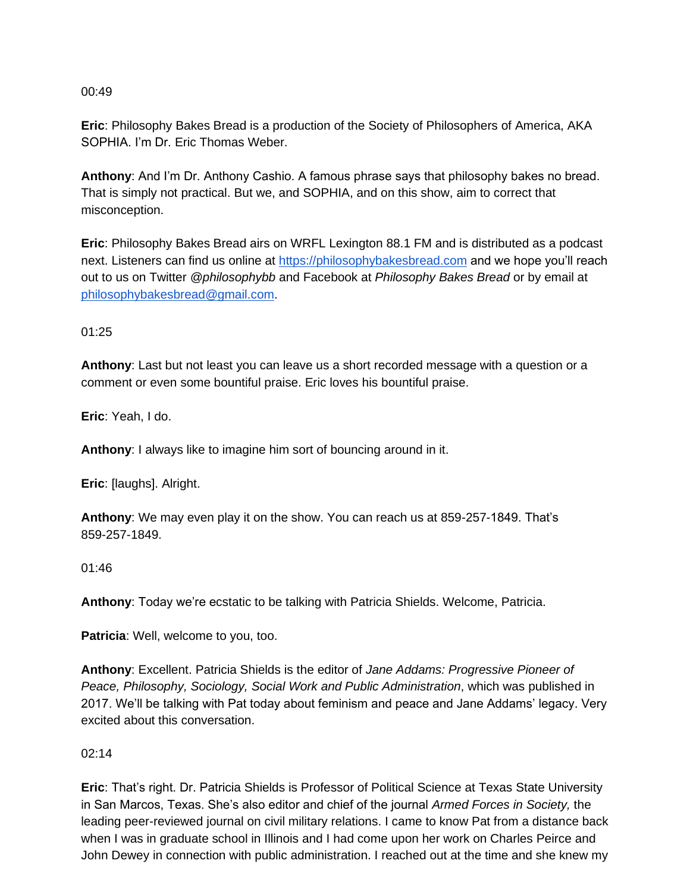00:49

**Eric**: Philosophy Bakes Bread is a production of the Society of Philosophers of America, AKA SOPHIA. I'm Dr. Eric Thomas Weber.

**Anthony**: And I'm Dr. Anthony Cashio. A famous phrase says that philosophy bakes no bread. That is simply not practical. But we, and SOPHIA, and on this show, aim to correct that misconception.

**Eric**: Philosophy Bakes Bread airs on WRFL Lexington 88.1 FM and is distributed as a podcast next. Listeners can find us online at [https://philosophybakesbread.com](https://philosophybakesbread.com) and we hope you'll reach out to us on Twitter *@philosophybb* and Facebook at *Philosophy Bakes Bread* or by email at [philosophybakesbread@gmail.com](mailto:philosophybakesbread@gmail.com).

01:25

**Anthony**: Last but not least you can leave us a short recorded message with a question or a comment or even some bountiful praise. Eric loves his bountiful praise.

**Eric**: Yeah, I do.

**Anthony**: I always like to imagine him sort of bouncing around in it.

**Eric**: [laughs]. Alright.

**Anthony**: We may even play it on the show. You can reach us at 859-257-1849. That's 859-257-1849.

01:46

**Anthony**: Today we're ecstatic to be talking with Patricia Shields. Welcome, Patricia.

**Patricia**: Well, welcome to you, too.

**Anthony**: Excellent. Patricia Shields is the editor of *Jane Addams: Progressive Pioneer of Peace, Philosophy, Sociology, Social Work and Public Administration*, which was published in 2017. We'll be talking with Pat today about feminism and peace and Jane Addams' legacy. Very excited about this conversation.

02:14

**Eric**: That's right. Dr. Patricia Shields is Professor of Political Science at Texas State University in San Marcos, Texas. She's also editor and chief of the journal *Armed Forces in Society,* the leading peer-reviewed journal on civil military relations. I came to know Pat from a distance back when I was in graduate school in Illinois and I had come upon her work on Charles Peirce and John Dewey in connection with public administration. I reached out at the time and she knew my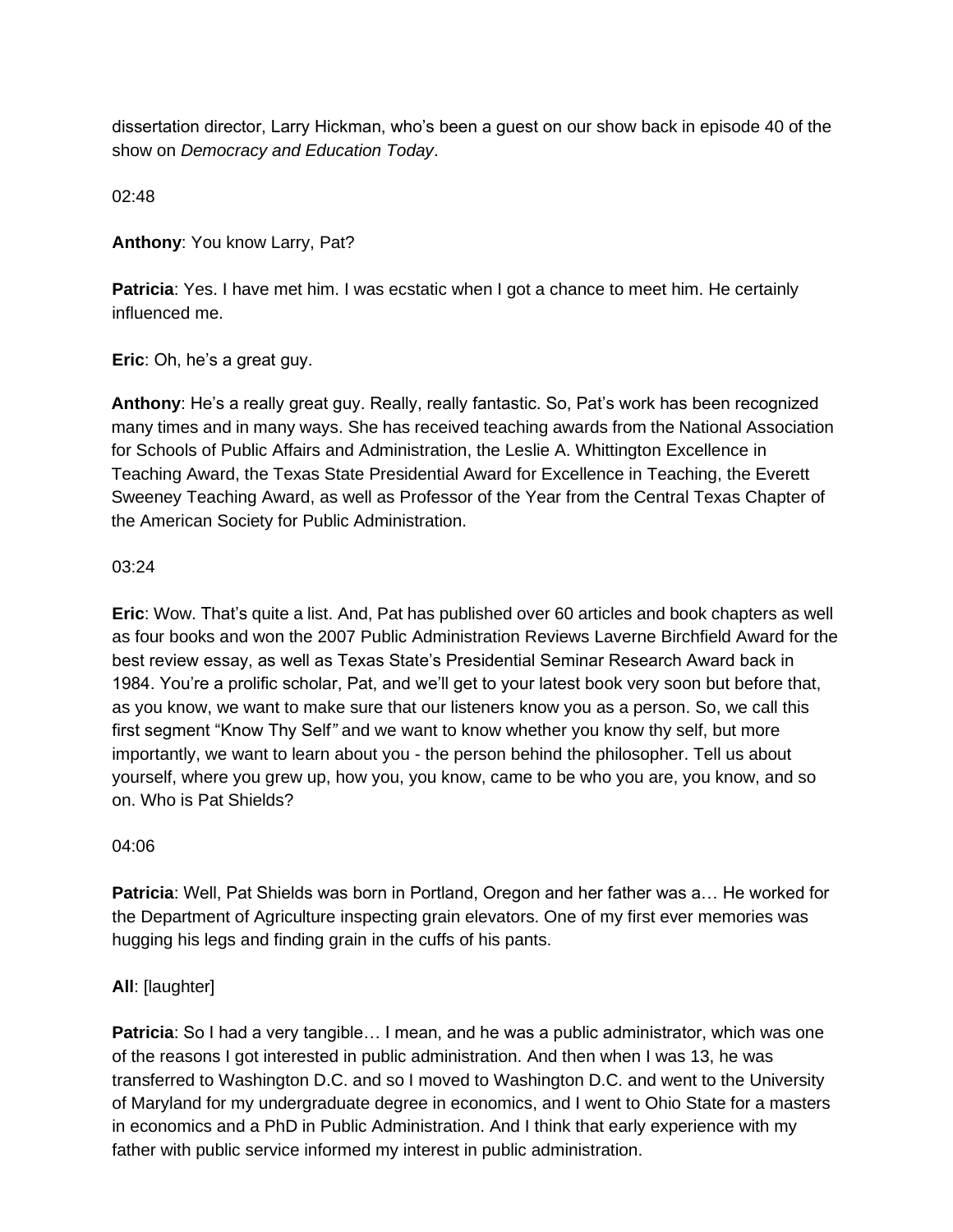dissertation director, Larry Hickman, who's been a guest on our show back in episode 40 of the show on *Democracy and Education Today*.

02:48

**Anthony**: You know Larry, Pat?

**Patricia**: Yes. I have met him. I was ecstatic when I got a chance to meet him. He certainly influenced me.

**Eric**: Oh, he's a great guy.

**Anthony**: He's a really great guy. Really, really fantastic. So, Pat's work has been recognized many times and in many ways. She has received teaching awards from the National Association for Schools of Public Affairs and Administration, the Leslie A. Whittington Excellence in Teaching Award, the Texas State Presidential Award for Excellence in Teaching, the Everett Sweeney Teaching Award, as well as Professor of the Year from the Central Texas Chapter of the American Society for Public Administration.

03:24

**Eric**: Wow. That's quite a list. And, Pat has published over 60 articles and book chapters as well as four books and won the 2007 Public Administration Reviews Laverne Birchfield Award for the best review essay, as well as Texas State's Presidential Seminar Research Award back in 1984. You're a prolific scholar, Pat, and we'll get to your latest book very soon but before that, as you know, we want to make sure that our listeners know you as a person. So, we call this first segment "Know Thy Self*"* and we want to know whether you know thy self, but more importantly, we want to learn about you - the person behind the philosopher. Tell us about yourself, where you grew up, how you, you know, came to be who you are, you know, and so on. Who is Pat Shields?

04:06

**Patricia**: Well, Pat Shields was born in Portland, Oregon and her father was a… He worked for the Department of Agriculture inspecting grain elevators. One of my first ever memories was hugging his legs and finding grain in the cuffs of his pants.

**All**: [laughter]

**Patricia**: So I had a very tangible… I mean, and he was a public administrator, which was one of the reasons I got interested in public administration. And then when I was 13, he was transferred to Washington D.C. and so I moved to Washington D.C. and went to the University of Maryland for my undergraduate degree in economics, and I went to Ohio State for a masters in economics and a PhD in Public Administration. And I think that early experience with my father with public service informed my interest in public administration.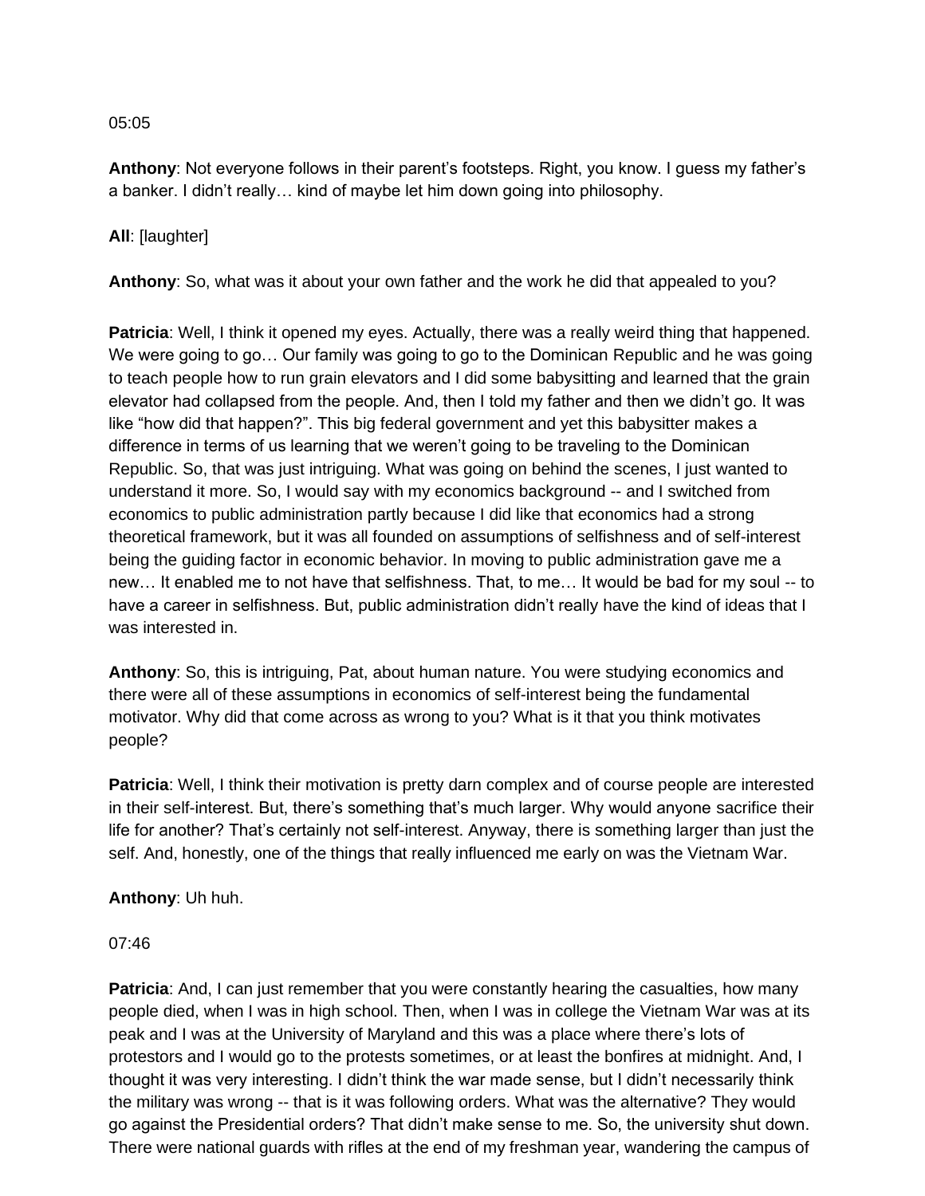05:05

**Anthony**: Not everyone follows in their parent's footsteps. Right, you know. I guess my father's a banker. I didn't really… kind of maybe let him down going into philosophy.

**All**: [laughter]

**Anthony**: So, what was it about your own father and the work he did that appealed to you?

**Patricia**: Well, I think it opened my eyes. Actually, there was a really weird thing that happened. We were going to go… Our family was going to go to the Dominican Republic and he was going to teach people how to run grain elevators and I did some babysitting and learned that the grain elevator had collapsed from the people. And, then I told my father and then we didn't go. It was like "how did that happen?". This big federal government and yet this babysitter makes a difference in terms of us learning that we weren't going to be traveling to the Dominican Republic. So, that was just intriguing. What was going on behind the scenes, I just wanted to understand it more. So, I would say with my economics background -- and I switched from economics to public administration partly because I did like that economics had a strong theoretical framework, but it was all founded on assumptions of selfishness and of self-interest being the guiding factor in economic behavior. In moving to public administration gave me a new… It enabled me to not have that selfishness. That, to me… It would be bad for my soul -- to have a career in selfishness. But, public administration didn't really have the kind of ideas that I was interested in.

**Anthony**: So, this is intriguing, Pat, about human nature. You were studying economics and there were all of these assumptions in economics of self-interest being the fundamental motivator. Why did that come across as wrong to you? What is it that you think motivates people?

**Patricia**: Well, I think their motivation is pretty darn complex and of course people are interested in their self-interest. But, there's something that's much larger. Why would anyone sacrifice their life for another? That's certainly not self-interest. Anyway, there is something larger than just the self. And, honestly, one of the things that really influenced me early on was the Vietnam War.

**Anthony**: Uh huh.

07:46

**Patricia**: And, I can just remember that you were constantly hearing the casualties, how many people died, when I was in high school. Then, when I was in college the Vietnam War was at its peak and I was at the University of Maryland and this was a place where there's lots of protestors and I would go to the protests sometimes, or at least the bonfires at midnight. And, I thought it was very interesting. I didn't think the war made sense, but I didn't necessarily think the military was wrong -- that is it was following orders. What was the alternative? They would go against the Presidential orders? That didn't make sense to me. So, the university shut down. There were national guards with rifles at the end of my freshman year, wandering the campus of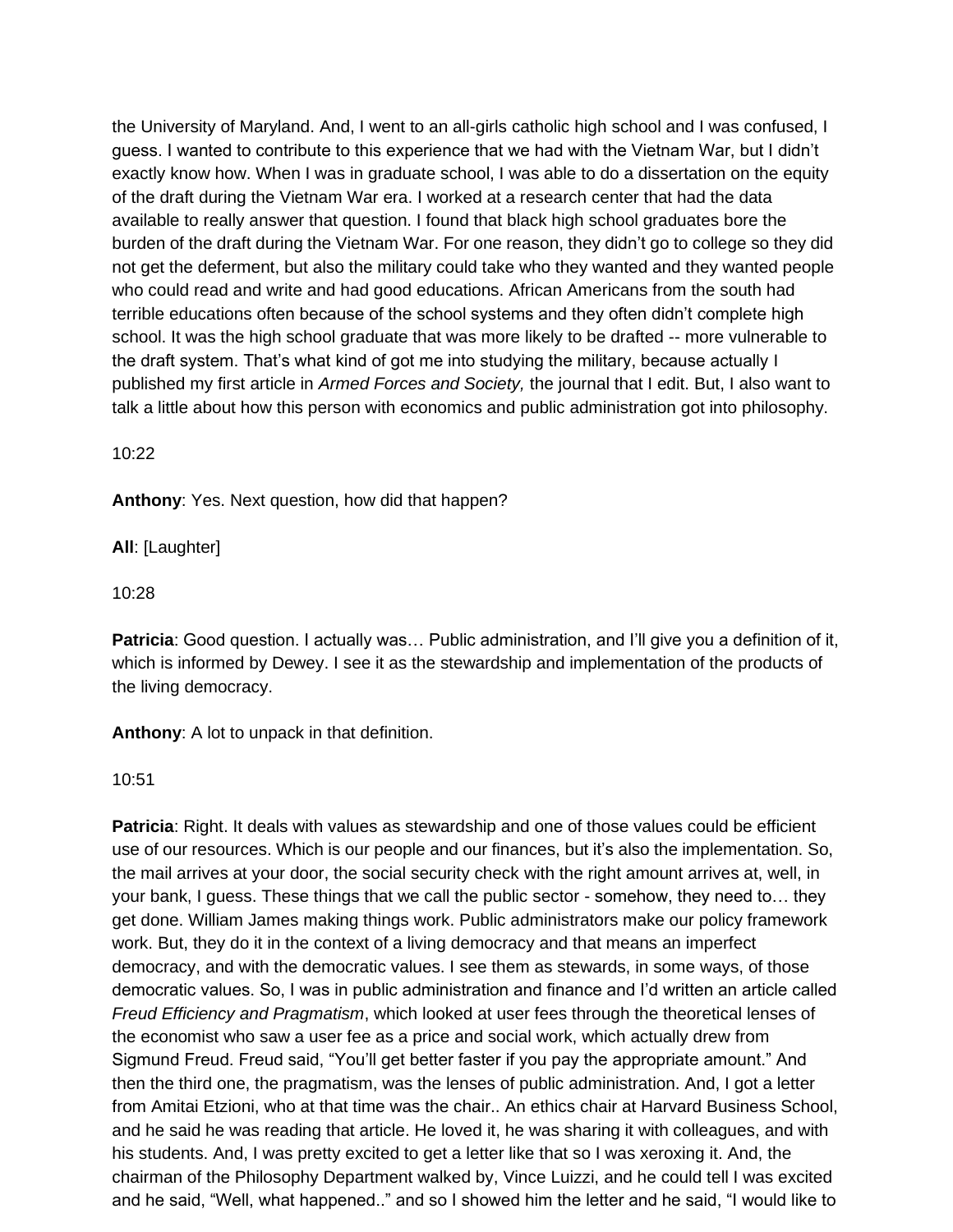the University of Maryland. And, I went to an all-girls catholic high school and I was confused, I guess. I wanted to contribute to this experience that we had with the Vietnam War, but I didn't exactly know how. When I was in graduate school, I was able to do a dissertation on the equity of the draft during the Vietnam War era. I worked at a research center that had the data available to really answer that question. I found that black high school graduates bore the burden of the draft during the Vietnam War. For one reason, they didn't go to college so they did not get the deferment, but also the military could take who they wanted and they wanted people who could read and write and had good educations. African Americans from the south had terrible educations often because of the school systems and they often didn't complete high school. It was the high school graduate that was more likely to be drafted -- more vulnerable to the draft system. That's what kind of got me into studying the military, because actually I published my first article in *Armed Forces and Society,* the journal that I edit. But, I also want to talk a little about how this person with economics and public administration got into philosophy.

10:22

**Anthony**: Yes. Next question, how did that happen?

**All**: [Laughter]

10:28

**Patricia**: Good question. I actually was… Public administration, and I'll give you a definition of it, which is informed by Dewey. I see it as the stewardship and implementation of the products of the living democracy.

**Anthony**: A lot to unpack in that definition.

10:51

**Patricia**: Right. It deals with values as stewardship and one of those values could be efficient use of our resources. Which is our people and our finances, but it's also the implementation. So, the mail arrives at your door, the social security check with the right amount arrives at, well, in your bank, I guess. These things that we call the public sector - somehow, they need to… they get done. William James making things work. Public administrators make our policy framework work. But, they do it in the context of a living democracy and that means an imperfect democracy, and with the democratic values. I see them as stewards, in some ways, of those democratic values. So, I was in public administration and finance and I'd written an article called *Freud Efficiency and Pragmatism*, which looked at user fees through the theoretical lenses of the economist who saw a user fee as a price and social work, which actually drew from Sigmund Freud. Freud said, "You'll get better faster if you pay the appropriate amount." And then the third one, the pragmatism, was the lenses of public administration. And, I got a letter from Amitai Etzioni, who at that time was the chair.. An ethics chair at Harvard Business School, and he said he was reading that article. He loved it, he was sharing it with colleagues, and with his students. And, I was pretty excited to get a letter like that so I was xeroxing it. And, the chairman of the Philosophy Department walked by, Vince Luizzi, and he could tell I was excited and he said, "Well, what happened.." and so I showed him the letter and he said, "I would like to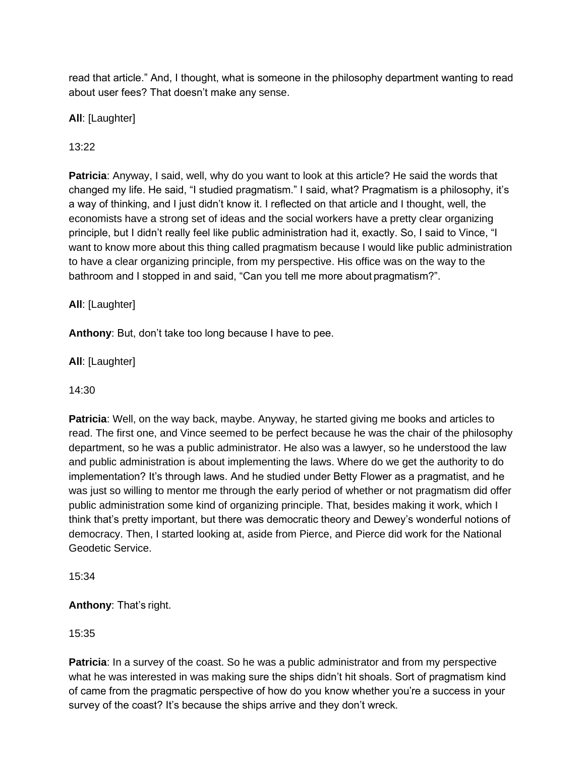read that article." And, I thought, what is someone in the philosophy department wanting to read about user fees? That doesn't make any sense.

**All**: [Laughter]

13:22

**Patricia**: Anyway, I said, well, why do you want to look at this article? He said the words that changed my life. He said, "I studied pragmatism." I said, what? Pragmatism is a philosophy, it's a way of thinking, and I just didn't know it. I reflected on that article and I thought, well, the economists have a strong set of ideas and the social workers have a pretty clear organizing principle, but I didn't really feel like public administration had it, exactly. So, I said to Vince, "I want to know more about this thing called pragmatism because I would like public administration to have a clear organizing principle, from my perspective. His office was on the way to the bathroom and I stopped in and said, "Can you tell me more about pragmatism?".

**All**: [Laughter]

**Anthony**: But, don't take too long because I have to pee.

**All**: [Laughter]

14:30

**Patricia**: Well, on the way back, maybe. Anyway, he started giving me books and articles to read. The first one, and Vince seemed to be perfect because he was the chair of the philosophy department, so he was a public administrator. He also was a lawyer, so he understood the law and public administration is about implementing the laws. Where do we get the authority to do implementation? It's through laws. And he studied under Betty Flower as a pragmatist, and he was just so willing to mentor me through the early period of whether or not pragmatism did offer public administration some kind of organizing principle. That, besides making it work, which I think that's pretty important, but there was democratic theory and Dewey's wonderful notions of democracy. Then, I started looking at, aside from Pierce, and Pierce did work for the National Geodetic Service.

15:34

**Anthony**: That's right.

15:35

**Patricia**: In a survey of the coast. So he was a public administrator and from my perspective what he was interested in was making sure the ships didn't hit shoals. Sort of pragmatism kind of came from the pragmatic perspective of how do you know whether you're a success in your survey of the coast? It's because the ships arrive and they don't wreck.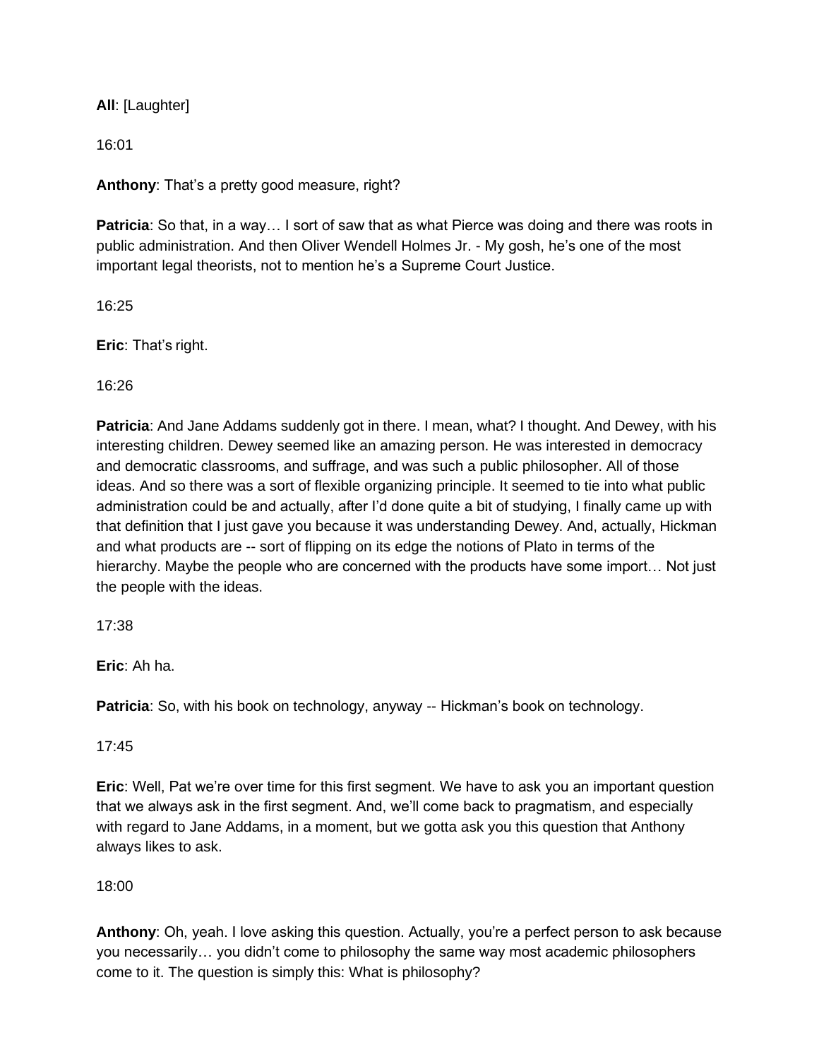**All**: [Laughter]

16:01

**Anthony**: That's a pretty good measure, right?

**Patricia**: So that, in a way… I sort of saw that as what Pierce was doing and there was roots in public administration. And then Oliver Wendell Holmes Jr. - My gosh, he's one of the most important legal theorists, not to mention he's a Supreme Court Justice.

16:25

**Eric**: That's right.

16:26

**Patricia**: And Jane Addams suddenly got in there. I mean, what? I thought. And Dewey, with his interesting children. Dewey seemed like an amazing person. He was interested in democracy and democratic classrooms, and suffrage, and was such a public philosopher. All of those ideas. And so there was a sort of flexible organizing principle. It seemed to tie into what public administration could be and actually, after I'd done quite a bit of studying, I finally came up with that definition that I just gave you because it was understanding Dewey. And, actually, Hickman and what products are -- sort of flipping on its edge the notions of Plato in terms of the hierarchy. Maybe the people who are concerned with the products have some import… Not just the people with the ideas.

17:38

**Eric**: Ah ha.

**Patricia**: So, with his book on technology, anyway -- Hickman's book on technology.

17:45

**Eric**: Well, Pat we're over time for this first segment. We have to ask you an important question that we always ask in the first segment. And, we'll come back to pragmatism, and especially with regard to Jane Addams, in a moment, but we gotta ask you this question that Anthony always likes to ask.

18:00

**Anthony**: Oh, yeah. I love asking this question. Actually, you're a perfect person to ask because you necessarily… you didn't come to philosophy the same way most academic philosophers come to it. The question is simply this: What is philosophy?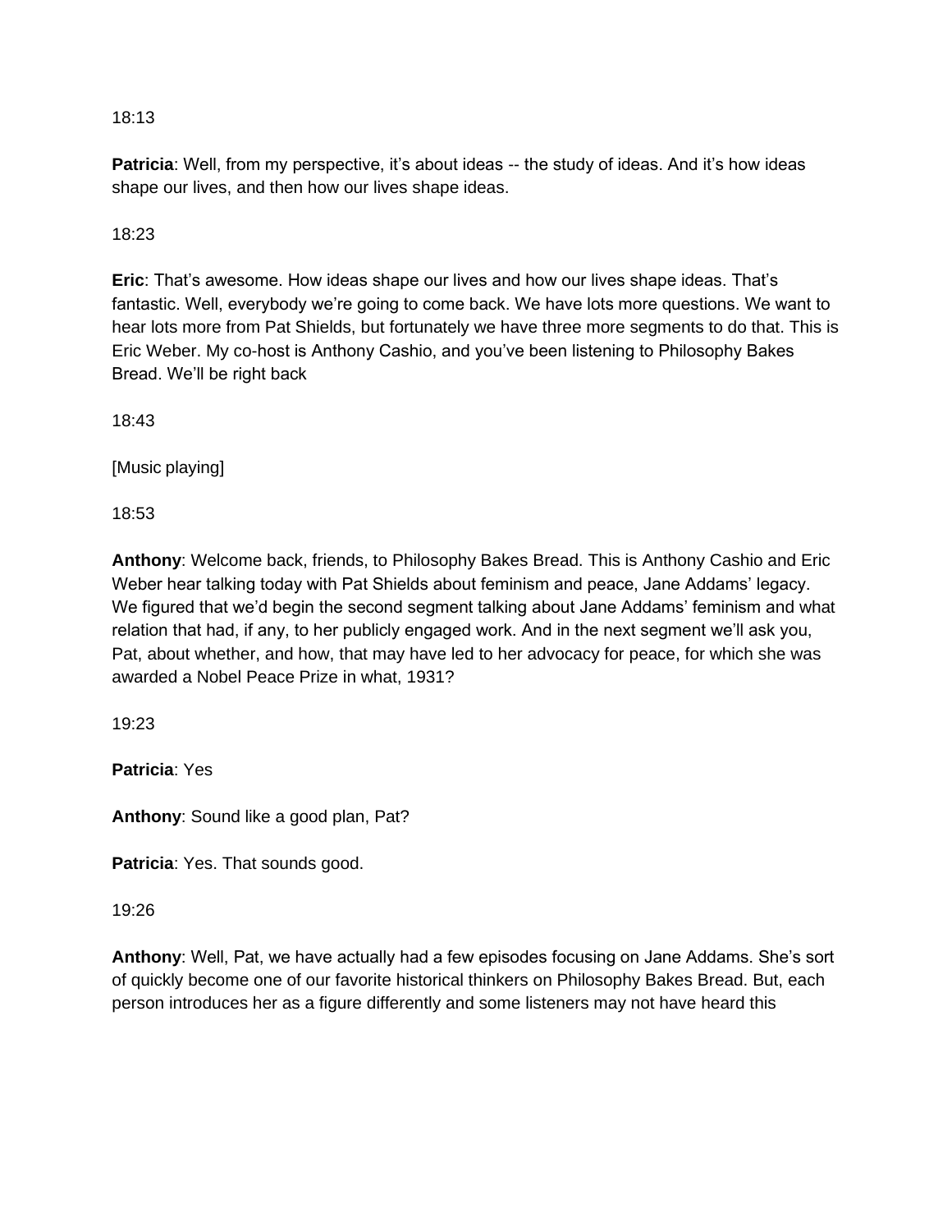18:13

**Patricia**: Well, from my perspective, it's about ideas -- the study of ideas. And it's how ideas shape our lives, and then how our lives shape ideas.

18:23

**Eric**: That's awesome. How ideas shape our lives and how our lives shape ideas. That's fantastic. Well, everybody we're going to come back. We have lots more questions. We want to hear lots more from Pat Shields, but fortunately we have three more segments to do that. This is Eric Weber. My co-host is Anthony Cashio, and you've been listening to Philosophy Bakes Bread. We'll be right back

18:43

[Music playing]

18:53

**Anthony**: Welcome back, friends, to Philosophy Bakes Bread. This is Anthony Cashio and Eric Weber hear talking today with Pat Shields about feminism and peace, Jane Addams' legacy. We figured that we'd begin the second segment talking about Jane Addams' feminism and what relation that had, if any, to her publicly engaged work. And in the next segment we'll ask you, Pat, about whether, and how, that may have led to her advocacy for peace, for which she was awarded a Nobel Peace Prize in what, 1931?

19:23

**Patricia**: Yes

**Anthony**: Sound like a good plan, Pat?

**Patricia**: Yes. That sounds good.

19:26

**Anthony**: Well, Pat, we have actually had a few episodes focusing on Jane Addams. She's sort of quickly become one of our favorite historical thinkers on Philosophy Bakes Bread. But, each person introduces her as a figure differently and some listeners may not have heard this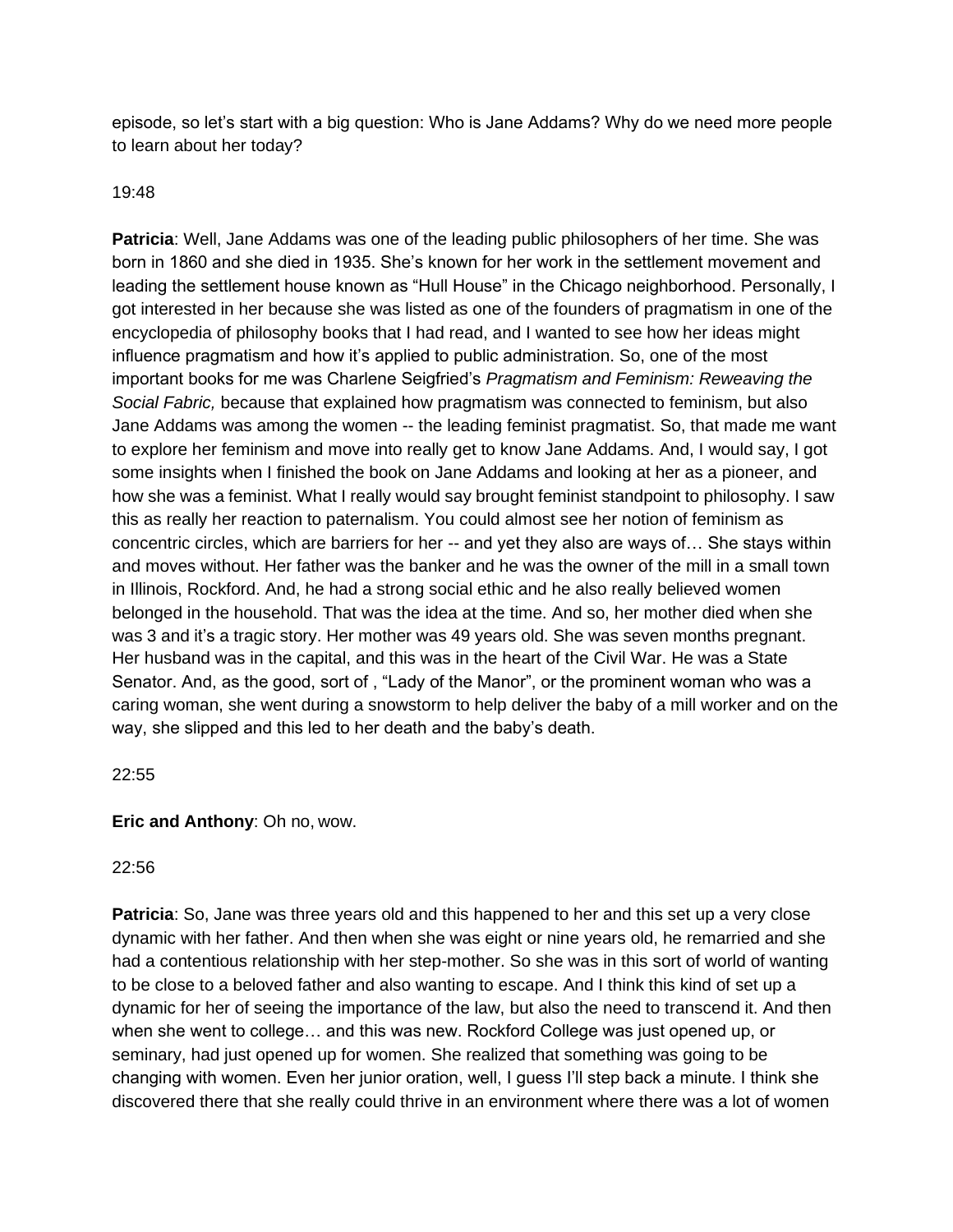episode, so let's start with a big question: Who is Jane Addams? Why do we need more people to learn about her today?

19:48

**Patricia**: Well, Jane Addams was one of the leading public philosophers of her time. She was born in 1860 and she died in 1935. She's known for her work in the settlement movement and leading the settlement house known as "Hull House" in the Chicago neighborhood. Personally, I got interested in her because she was listed as one of the founders of pragmatism in one of the encyclopedia of philosophy books that I had read, and I wanted to see how her ideas might influence pragmatism and how it's applied to public administration. So, one of the most important books for me was Charlene Seigfried's *Pragmatism and Feminism: Reweaving the Social Fabric,* because that explained how pragmatism was connected to feminism, but also Jane Addams was among the women -- the leading feminist pragmatist. So, that made me want to explore her feminism and move into really get to know Jane Addams. And, I would say, I got some insights when I finished the book on Jane Addams and looking at her as a pioneer, and how she was a feminist. What I really would say brought feminist standpoint to philosophy. I saw this as really her reaction to paternalism. You could almost see her notion of feminism as concentric circles, which are barriers for her -- and yet they also are ways of… She stays within and moves without. Her father was the banker and he was the owner of the mill in a small town in Illinois, Rockford. And, he had a strong social ethic and he also really believed women belonged in the household. That was the idea at the time. And so, her mother died when she was 3 and it's a tragic story. Her mother was 49 years old. She was seven months pregnant. Her husband was in the capital, and this was in the heart of the Civil War. He was a State Senator. And, as the good, sort of , "Lady of the Manor", or the prominent woman who was a caring woman, she went during a snowstorm to help deliver the baby of a mill worker and on the way, she slipped and this led to her death and the baby's death.

22:55

**Eric and Anthony**: Oh no, wow.

22:56

**Patricia**: So, Jane was three years old and this happened to her and this set up a very close dynamic with her father. And then when she was eight or nine years old, he remarried and she had a contentious relationship with her step-mother. So she was in this sort of world of wanting to be close to a beloved father and also wanting to escape. And I think this kind of set up a dynamic for her of seeing the importance of the law, but also the need to transcend it. And then when she went to college… and this was new. Rockford College was just opened up, or seminary, had just opened up for women. She realized that something was going to be changing with women. Even her junior oration, well, I guess I'll step back a minute. I think she discovered there that she really could thrive in an environment where there was a lot of women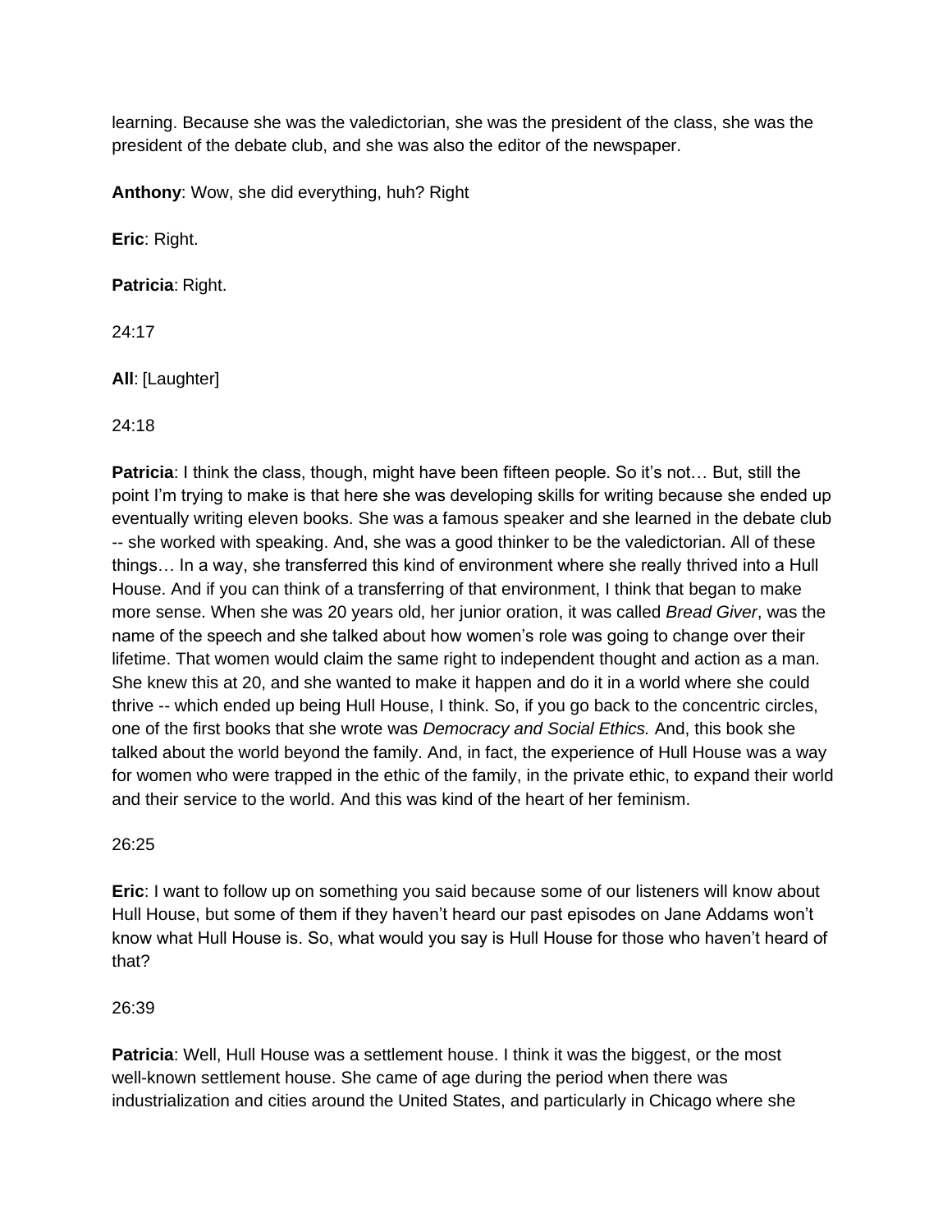learning. Because she was the valedictorian, she was the president of the class, she was the president of the debate club, and she was also the editor of the newspaper.

**Anthony**: Wow, she did everything, huh? Right

**Eric**: Right.

**Patricia**: Right.

24:17

**All**: [Laughter]

24:18

**Patricia**: I think the class, though, might have been fifteen people. So it's not… But, still the point I'm trying to make is that here she was developing skills for writing because she ended up eventually writing eleven books. She was a famous speaker and she learned in the debate club -- she worked with speaking. And, she was a good thinker to be the valedictorian. All of these things… In a way, she transferred this kind of environment where she really thrived into a Hull House. And if you can think of a transferring of that environment, I think that began to make more sense. When she was 20 years old, her junior oration, it was called *Bread Giver*, was the name of the speech and she talked about how women's role was going to change over their lifetime. That women would claim the same right to independent thought and action as a man. She knew this at 20, and she wanted to make it happen and do it in a world where she could thrive -- which ended up being Hull House, I think. So, if you go back to the concentric circles, one of the first books that she wrote was *Democracy and Social Ethics.* And, this book she talked about the world beyond the family. And, in fact, the experience of Hull House was a way for women who were trapped in the ethic of the family, in the private ethic, to expand their world and their service to the world. And this was kind of the heart of her feminism.

26:25

**Eric**: I want to follow up on something you said because some of our listeners will know about Hull House, but some of them if they haven't heard our past episodes on Jane Addams won't know what Hull House is. So, what would you say is Hull House for those who haven't heard of that?

26:39

**Patricia**: Well, Hull House was a settlement house. I think it was the biggest, or the most well-known settlement house. She came of age during the period when there was industrialization and cities around the United States, and particularly in Chicago where she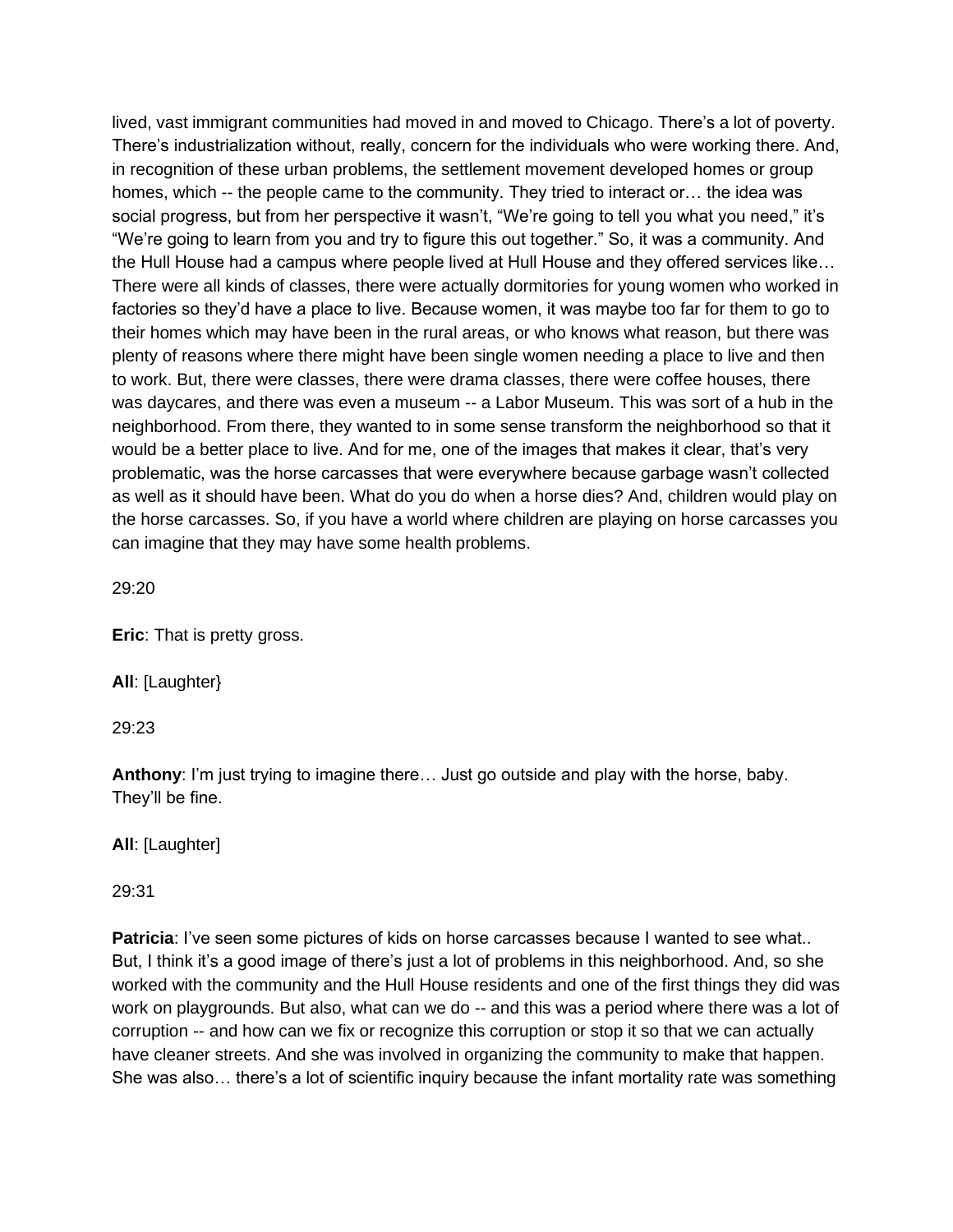lived, vast immigrant communities had moved in and moved to Chicago. There's a lot of poverty. There's industrialization without, really, concern for the individuals who were working there. And, in recognition of these urban problems, the settlement movement developed homes or group homes, which -- the people came to the community. They tried to interact or… the idea was social progress, but from her perspective it wasn't, "We're going to tell you what you need," it's "We're going to learn from you and try to figure this out together." So, it was a community. And the Hull House had a campus where people lived at Hull House and they offered services like… There were all kinds of classes, there were actually dormitories for young women who worked in factories so they'd have a place to live. Because women, it was maybe too far for them to go to their homes which may have been in the rural areas, or who knows what reason, but there was plenty of reasons where there might have been single women needing a place to live and then to work. But, there were classes, there were drama classes, there were coffee houses, there was daycares, and there was even a museum -- a Labor Museum. This was sort of a hub in the neighborhood. From there, they wanted to in some sense transform the neighborhood so that it would be a better place to live. And for me, one of the images that makes it clear, that's very problematic, was the horse carcasses that were everywhere because garbage wasn't collected as well as it should have been. What do you do when a horse dies? And, children would play on the horse carcasses. So, if you have a world where children are playing on horse carcasses you can imagine that they may have some health problems.

29:20

**Eric**: That is pretty gross.

**All**: [Laughter}

29:23

**Anthony**: I'm just trying to imagine there… Just go outside and play with the horse, baby. They'll be fine.

**All**: [Laughter]

29:31

**Patricia**: I've seen some pictures of kids on horse carcasses because I wanted to see what.. But, I think it's a good image of there's just a lot of problems in this neighborhood. And, so she worked with the community and the Hull House residents and one of the first things they did was work on playgrounds. But also, what can we do -- and this was a period where there was a lot of corruption -- and how can we fix or recognize this corruption or stop it so that we can actually have cleaner streets. And she was involved in organizing the community to make that happen. She was also… there's a lot of scientific inquiry because the infant mortality rate was something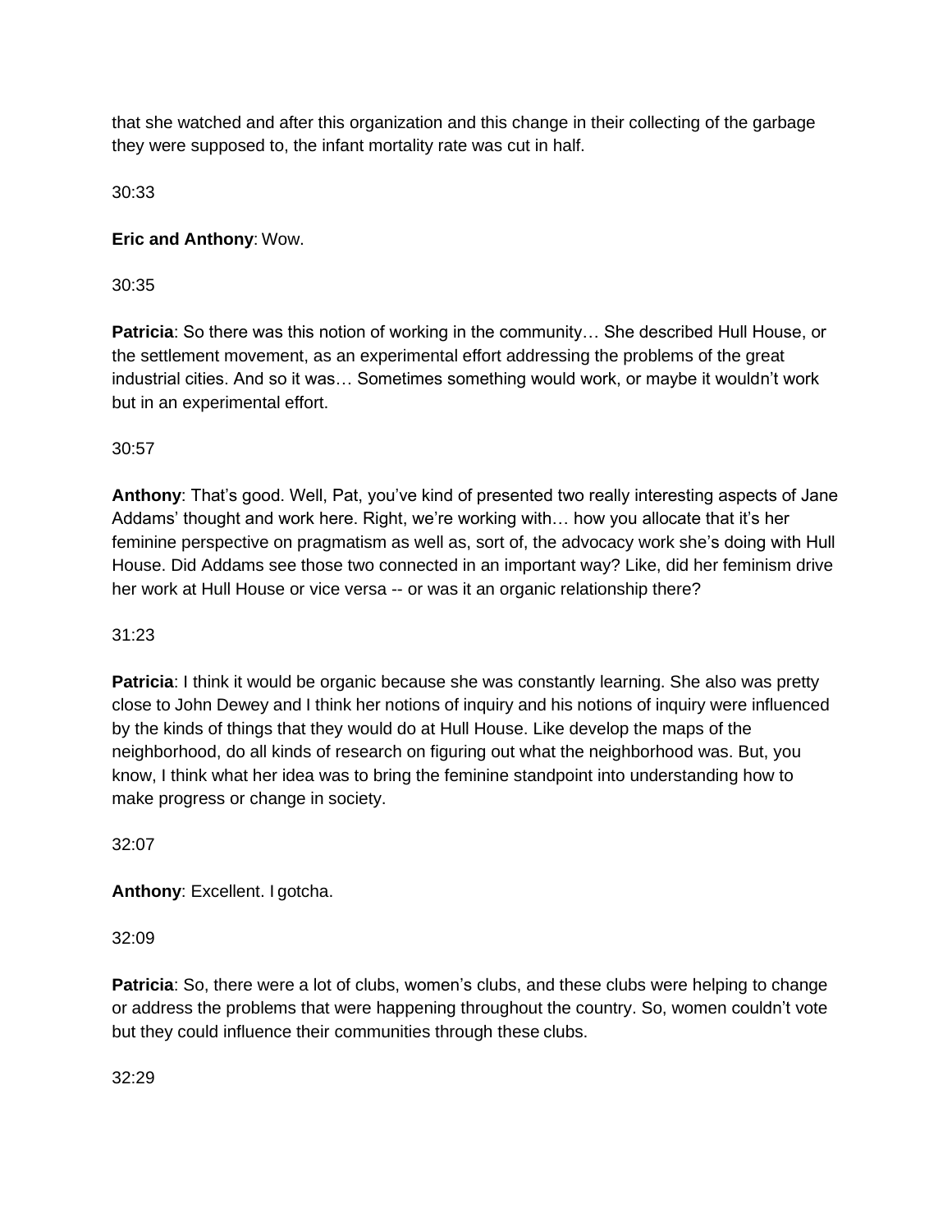that she watched and after this organization and this change in their collecting of the garbage they were supposed to, the infant mortality rate was cut in half.

30:33

**Eric and Anthony**: Wow.

30:35

**Patricia**: So there was this notion of working in the community… She described Hull House, or the settlement movement, as an experimental effort addressing the problems of the great industrial cities. And so it was… Sometimes something would work, or maybe it wouldn't work but in an experimental effort.

30:57

**Anthony**: That's good. Well, Pat, you've kind of presented two really interesting aspects of Jane Addams' thought and work here. Right, we're working with… how you allocate that it's her feminine perspective on pragmatism as well as, sort of, the advocacy work she's doing with Hull House. Did Addams see those two connected in an important way? Like, did her feminism drive her work at Hull House or vice versa -- or was it an organic relationship there?

31:23

**Patricia**: I think it would be organic because she was constantly learning. She also was pretty close to John Dewey and I think her notions of inquiry and his notions of inquiry were influenced by the kinds of things that they would do at Hull House. Like develop the maps of the neighborhood, do all kinds of research on figuring out what the neighborhood was. But, you know, I think what her idea was to bring the feminine standpoint into understanding how to make progress or change in society.

32:07

**Anthony**: Excellent. I gotcha.

32:09

**Patricia**: So, there were a lot of clubs, women's clubs, and these clubs were helping to change or address the problems that were happening throughout the country. So, women couldn't vote but they could influence their communities through these clubs.

32:29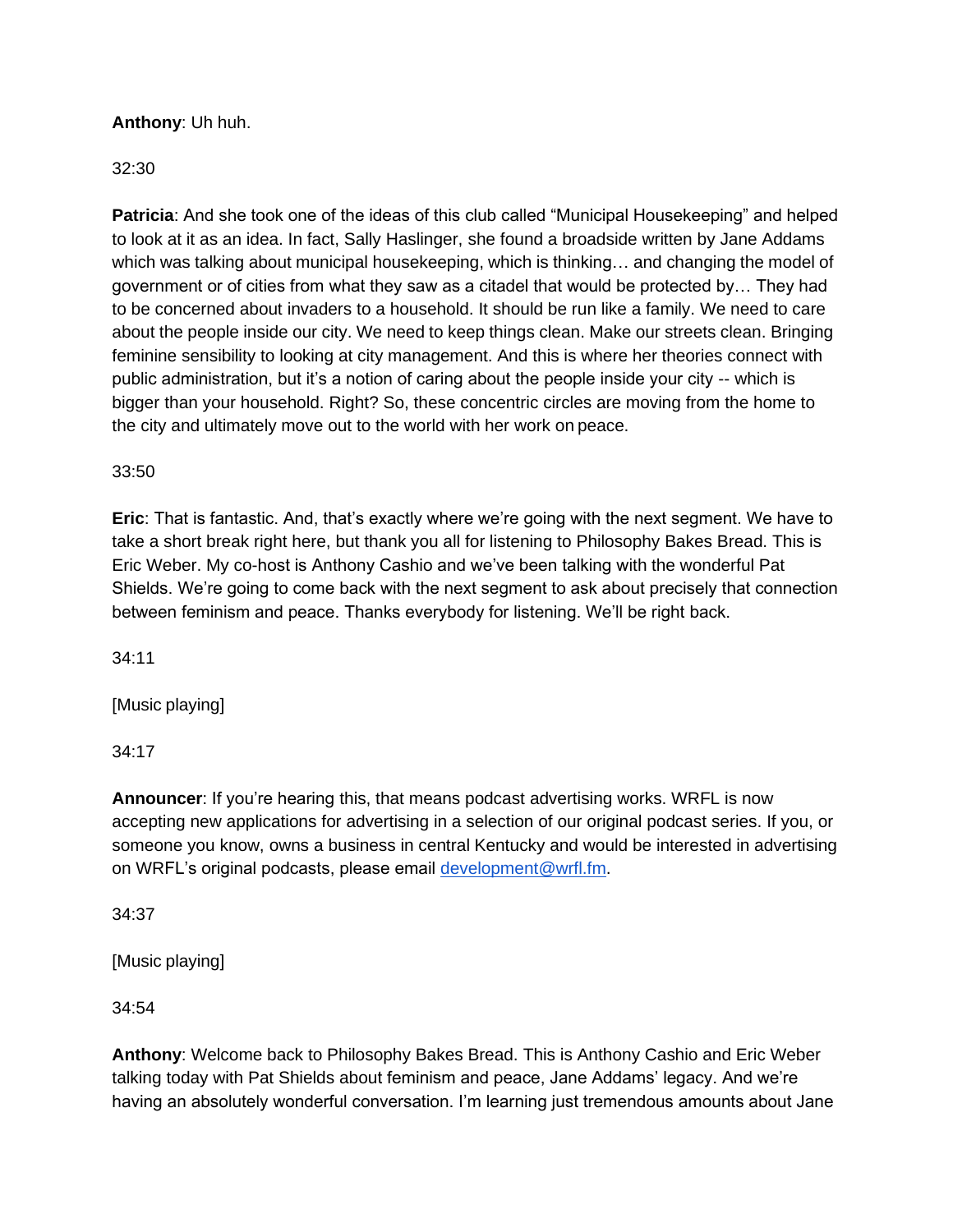**Anthony**: Uh huh.

32:30

**Patricia**: And she took one of the ideas of this club called "Municipal Housekeeping" and helped to look at it as an idea. In fact, Sally Haslinger, she found a broadside written by Jane Addams which was talking about municipal housekeeping, which is thinking… and changing the model of government or of cities from what they saw as a citadel that would be protected by… They had to be concerned about invaders to a household. It should be run like a family. We need to care about the people inside our city. We need to keep things clean. Make our streets clean. Bringing feminine sensibility to looking at city management. And this is where her theories connect with public administration, but it's a notion of caring about the people inside your city -- which is bigger than your household. Right? So, these concentric circles are moving from the home to the city and ultimately move out to the world with her work on peace.

33:50

**Eric**: That is fantastic. And, that's exactly where we're going with the next segment. We have to take a short break right here, but thank you all for listening to Philosophy Bakes Bread. This is Eric Weber. My co-host is Anthony Cashio and we've been talking with the wonderful Pat Shields. We're going to come back with the next segment to ask about precisely that connection between feminism and peace. Thanks everybody for listening. We'll be right back.

34:11

[Music playing]

34:17

**Announcer**: If you're hearing this, that means podcast advertising works. WRFL is now accepting new applications for advertising in a selection of our original podcast series. If you, or someone you know, owns a business in central Kentucky and would be interested in advertising on WRFL's original podcasts, please email [development@wrfl.fm](mailto:development@wrfl.fm).

34:37

[Music playing]

34:54

**Anthony**: Welcome back to Philosophy Bakes Bread. This is Anthony Cashio and Eric Weber talking today with Pat Shields about feminism and peace, Jane Addams' legacy. And we're having an absolutely wonderful conversation. I'm learning just tremendous amounts about Jane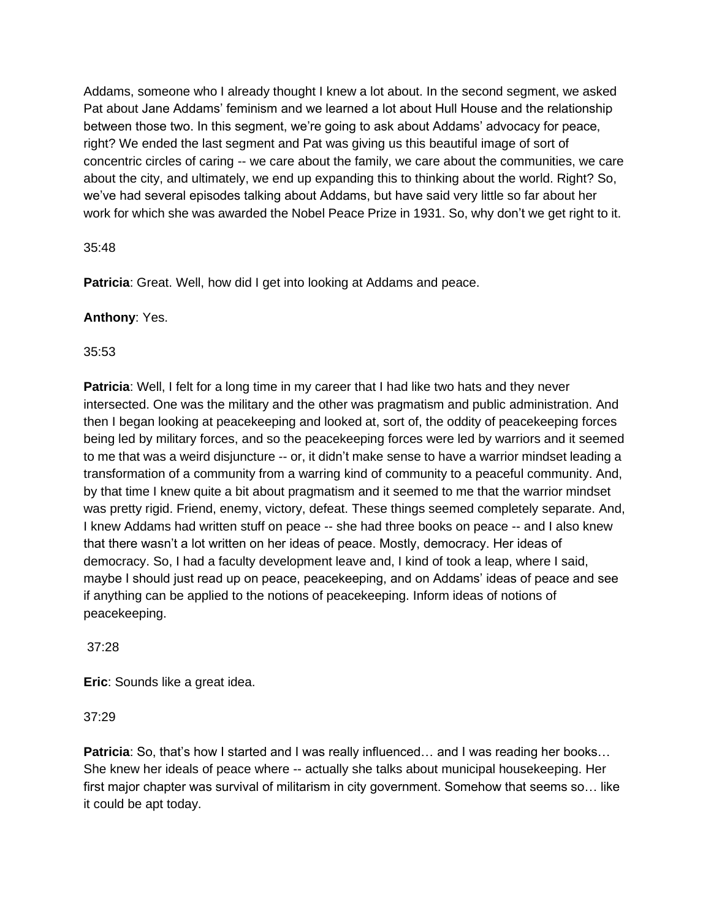Addams, someone who I already thought I knew a lot about. In the second segment, we asked Pat about Jane Addams' feminism and we learned a lot about Hull House and the relationship between those two. In this segment, we're going to ask about Addams' advocacy for peace, right? We ended the last segment and Pat was giving us this beautiful image of sort of concentric circles of caring -- we care about the family, we care about the communities, we care about the city, and ultimately, we end up expanding this to thinking about the world. Right? So, we've had several episodes talking about Addams, but have said very little so far about her work for which she was awarded the Nobel Peace Prize in 1931. So, why don't we get right to it.

35:48

**Patricia**: Great. Well, how did I get into looking at Addams and peace.

**Anthony**: Yes.

35:53

**Patricia**: Well, I felt for a long time in my career that I had like two hats and they never intersected. One was the military and the other was pragmatism and public administration. And then I began looking at peacekeeping and looked at, sort of, the oddity of peacekeeping forces being led by military forces, and so the peacekeeping forces were led by warriors and it seemed to me that was a weird disjuncture -- or, it didn't make sense to have a warrior mindset leading a transformation of a community from a warring kind of community to a peaceful community. And, by that time I knew quite a bit about pragmatism and it seemed to me that the warrior mindset was pretty rigid. Friend, enemy, victory, defeat. These things seemed completely separate. And, I knew Addams had written stuff on peace -- she had three books on peace -- and I also knew that there wasn't a lot written on her ideas of peace. Mostly, democracy. Her ideas of democracy. So, I had a faculty development leave and, I kind of took a leap, where I said, maybe I should just read up on peace, peacekeeping, and on Addams' ideas of peace and see if anything can be applied to the notions of peacekeeping. Inform ideas of notions of peacekeeping.

37:28

**Eric**: Sounds like a great idea.

37:29

**Patricia**: So, that's how I started and I was really influenced… and I was reading her books… She knew her ideals of peace where -- actually she talks about municipal housekeeping. Her first major chapter was survival of militarism in city government. Somehow that seems so… like it could be apt today.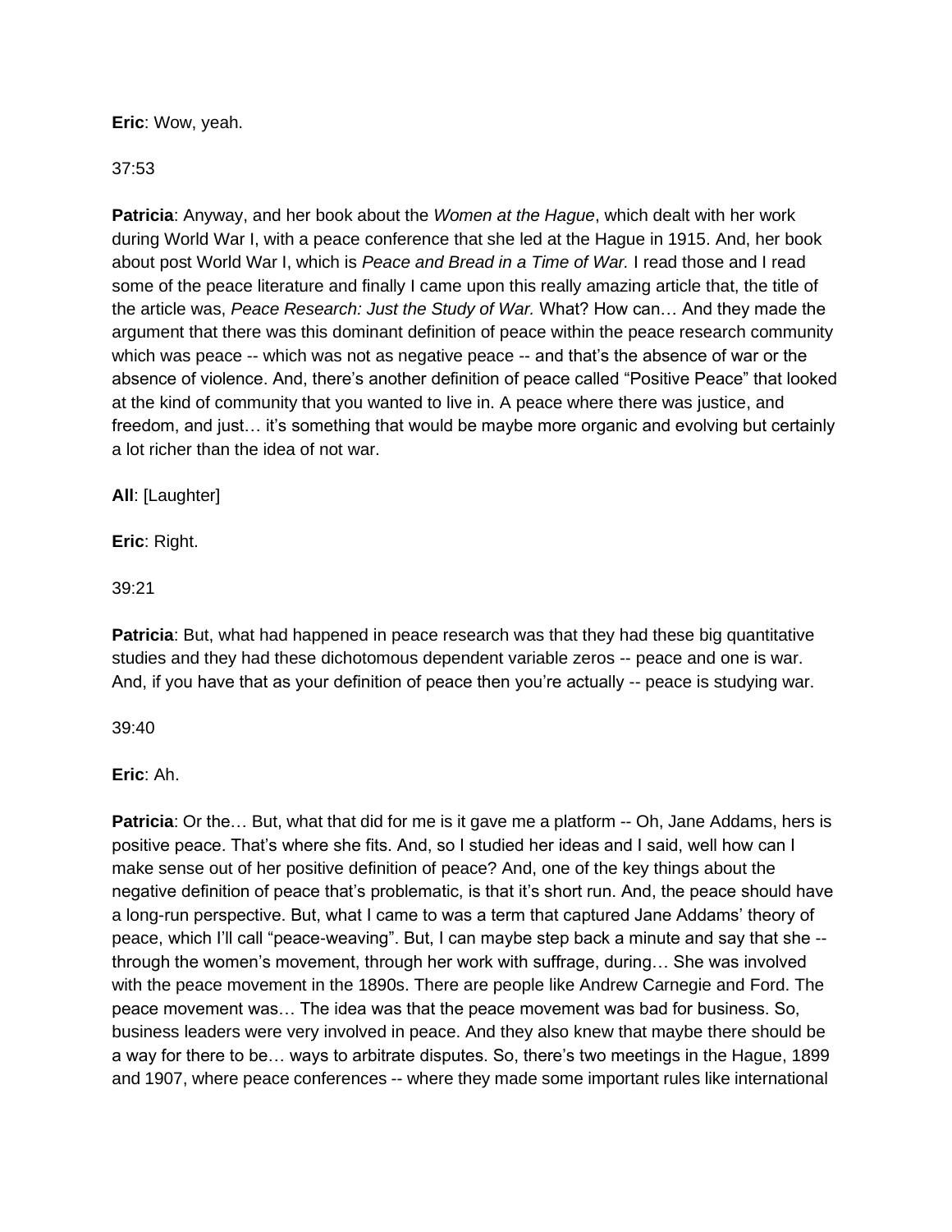**Eric**: Wow, yeah.

37:53

**Patricia**: Anyway, and her book about the *Women at the Hague*, which dealt with her work during World War I, with a peace conference that she led at the Hague in 1915. And, her book about post World War I, which is *Peace and Bread in a Time of War.* I read those and I read some of the peace literature and finally I came upon this really amazing article that, the title of the article was, *Peace Research: Just the Study of War.* What? How can… And they made the argument that there was this dominant definition of peace within the peace research community which was peace -- which was not as negative peace -- and that's the absence of war or the absence of violence. And, there's another definition of peace called "Positive Peace" that looked at the kind of community that you wanted to live in. A peace where there was justice, and freedom, and just… it's something that would be maybe more organic and evolving but certainly a lot richer than the idea of not war.

**All**: [Laughter]

**Eric**: Right.

39:21

**Patricia**: But, what had happened in peace research was that they had these big quantitative studies and they had these dichotomous dependent variable zeros -- peace and one is war. And, if you have that as your definition of peace then you're actually -- peace is studying war.

39:40

**Eric**: Ah.

**Patricia**: Or the… But, what that did for me is it gave me a platform -- Oh, Jane Addams, hers is positive peace. That's where she fits. And, so I studied her ideas and I said, well how can I make sense out of her positive definition of peace? And, one of the key things about the negative definition of peace that's problematic, is that it's short run. And, the peace should have a long-run perspective. But, what I came to was a term that captured Jane Addams' theory of peace, which I'll call "peace-weaving". But, I can maybe step back a minute and say that she -- through the women's movement, through her work with suffrage, during… She was involved with the peace movement in the 1890s. There are people like Andrew Carnegie and Ford. The peace movement was… The idea was that the peace movement was bad for business. So, business leaders were very involved in peace. And they also knew that maybe there should be a way for there to be… ways to arbitrate disputes. So, there's two meetings in the Hague, 1899 and 1907, where peace conferences -- where they made some important rules like international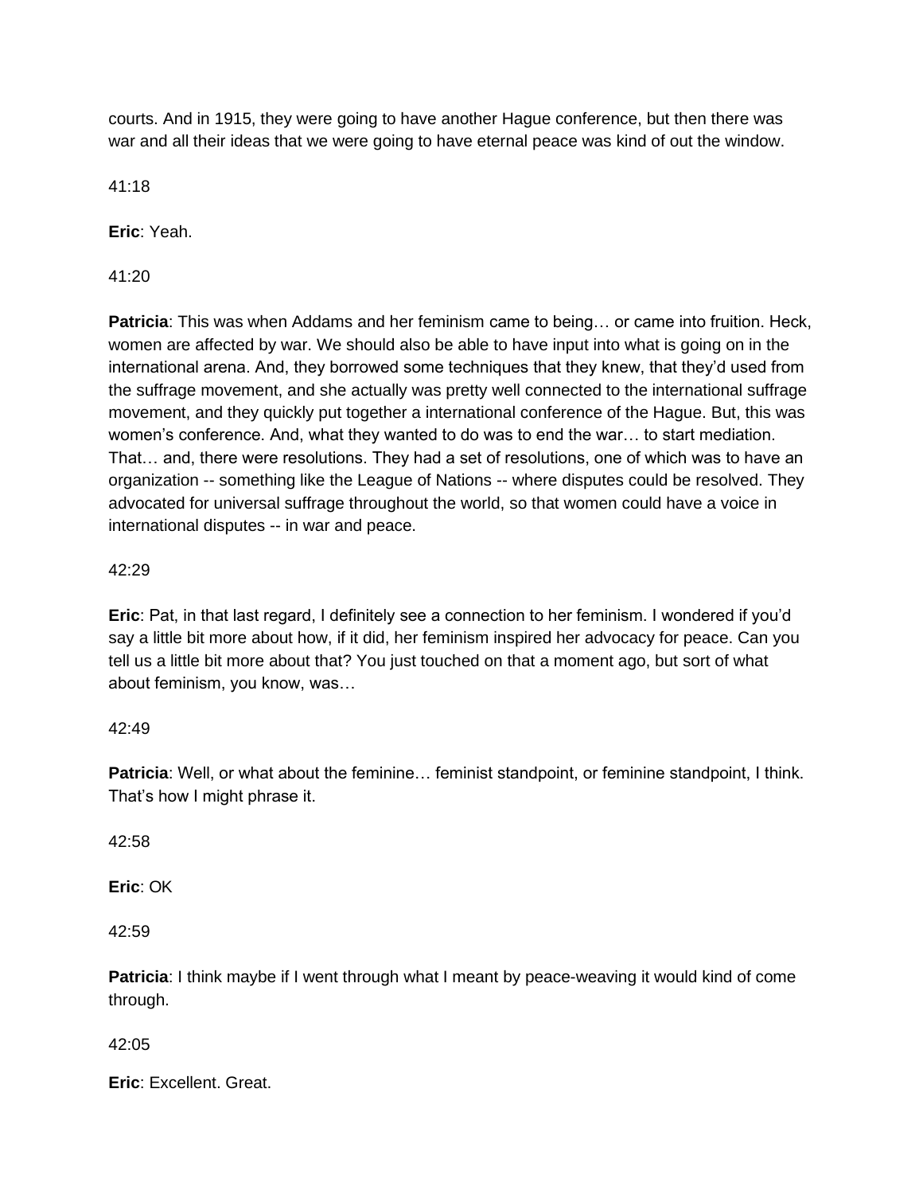courts. And in 1915, they were going to have another Hague conference, but then there was war and all their ideas that we were going to have eternal peace was kind of out the window.

41:18

**Eric**: Yeah.

41:20

**Patricia**: This was when Addams and her feminism came to being… or came into fruition. Heck, women are affected by war. We should also be able to have input into what is going on in the international arena. And, they borrowed some techniques that they knew, that they'd used from the suffrage movement, and she actually was pretty well connected to the international suffrage movement, and they quickly put together a international conference of the Hague. But, this was women's conference. And, what they wanted to do was to end the war… to start mediation. That… and, there were resolutions. They had a set of resolutions, one of which was to have an organization -- something like the League of Nations -- where disputes could be resolved. They advocated for universal suffrage throughout the world, so that women could have a voice in international disputes -- in war and peace.

42:29

**Eric**: Pat, in that last regard, I definitely see a connection to her feminism. I wondered if you'd say a little bit more about how, if it did, her feminism inspired her advocacy for peace. Can you tell us a little bit more about that? You just touched on that a moment ago, but sort of what about feminism, you know, was…

42:49

**Patricia**: Well, or what about the feminine… feminist standpoint, or feminine standpoint, I think. That's how I might phrase it.

42:58

**Eric**: OK

42:59

**Patricia**: I think maybe if I went through what I meant by peace-weaving it would kind of come through.

42:05

**Eric**: Excellent. Great.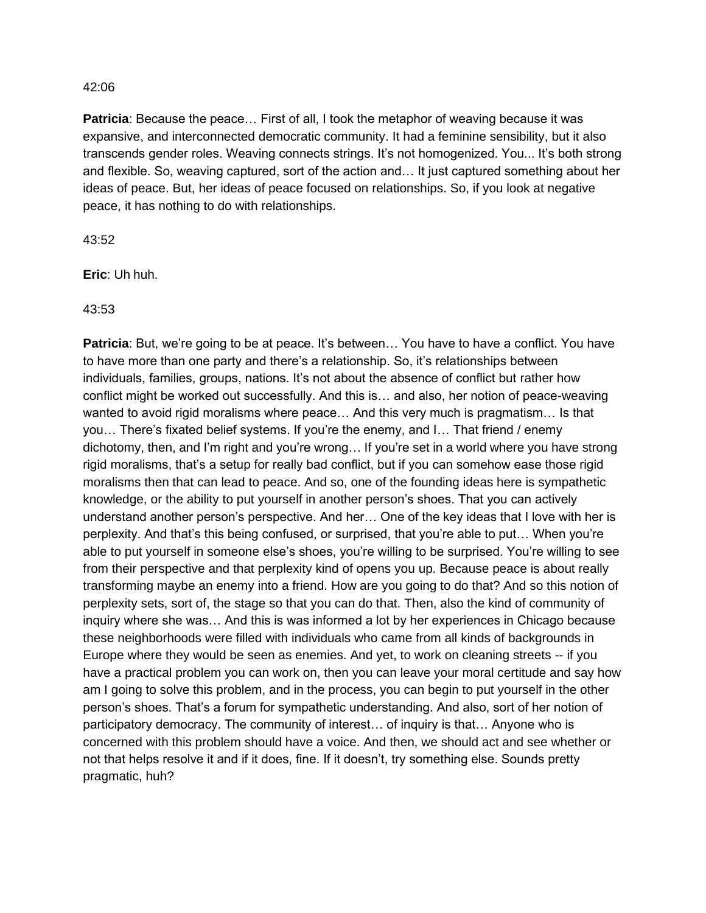42:06

**Patricia**: Because the peace… First of all, I took the metaphor of weaving because it was expansive, and interconnected democratic community. It had a feminine sensibility, but it also transcends gender roles. Weaving connects strings. It's not homogenized. You... It's both strong and flexible. So, weaving captured, sort of the action and… It just captured something about her ideas of peace. But, her ideas of peace focused on relationships. So, if you look at negative peace, it has nothing to do with relationships.

43:52

**Eric**: Uh huh.

43:53

**Patricia**: But, we're going to be at peace. It's between… You have to have a conflict. You have to have more than one party and there's a relationship. So, it's relationships between individuals, families, groups, nations. It's not about the absence of conflict but rather how conflict might be worked out successfully. And this is… and also, her notion of peace-weaving wanted to avoid rigid moralisms where peace… And this very much is pragmatism… Is that you… There's fixated belief systems. If you're the enemy, and I… That friend / enemy dichotomy, then, and I'm right and you're wrong… If you're set in a world where you have strong rigid moralisms, that's a setup for really bad conflict, but if you can somehow ease those rigid moralisms then that can lead to peace. And so, one of the founding ideas here is sympathetic knowledge, or the ability to put yourself in another person's shoes. That you can actively understand another person's perspective. And her… One of the key ideas that I love with her is perplexity. And that's this being confused, or surprised, that you're able to put… When you're able to put yourself in someone else's shoes, you're willing to be surprised. You're willing to see from their perspective and that perplexity kind of opens you up. Because peace is about really transforming maybe an enemy into a friend. How are you going to do that? And so this notion of perplexity sets, sort of, the stage so that you can do that. Then, also the kind of community of inquiry where she was… And this is was informed a lot by her experiences in Chicago because these neighborhoods were filled with individuals who came from all kinds of backgrounds in Europe where they would be seen as enemies. And yet, to work on cleaning streets -- if you have a practical problem you can work on, then you can leave your moral certitude and say how am I going to solve this problem, and in the process, you can begin to put yourself in the other person's shoes. That's a forum for sympathetic understanding. And also, sort of her notion of participatory democracy. The community of interest… of inquiry is that… Anyone who is concerned with this problem should have a voice. And then, we should act and see whether or not that helps resolve it and if it does, fine. If it doesn't, try something else. Sounds pretty pragmatic, huh?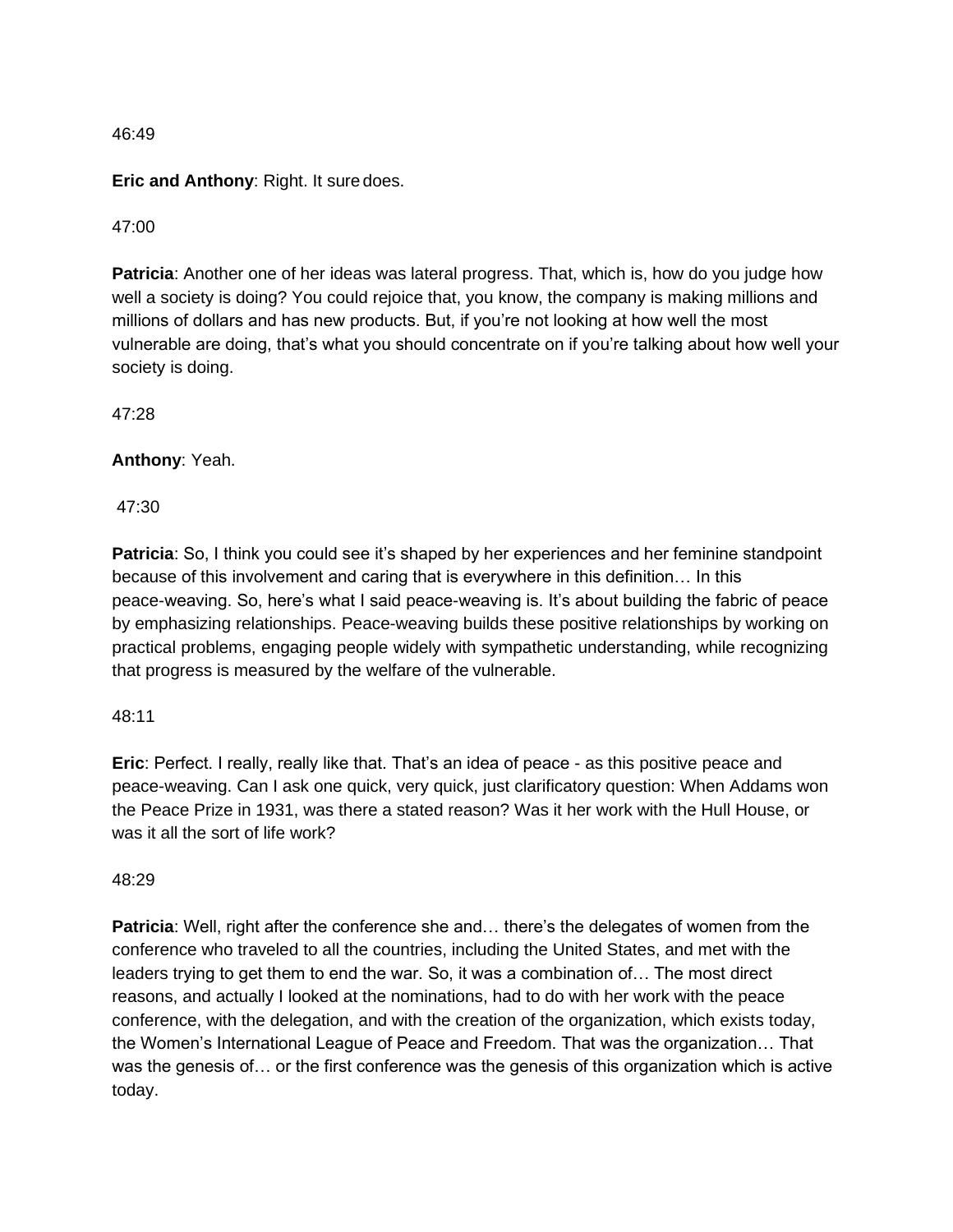46:49

**Eric and Anthony**: Right. It sure does.

47:00

**Patricia**: Another one of her ideas was lateral progress. That, which is, how do you judge how well a society is doing? You could rejoice that, you know, the company is making millions and millions of dollars and has new products. But, if you're not looking at how well the most vulnerable are doing, that's what you should concentrate on if you're talking about how well your society is doing.

47:28

**Anthony**: Yeah.

47:30

**Patricia**: So, I think you could see it's shaped by her experiences and her feminine standpoint because of this involvement and caring that is everywhere in this definition… In this peace-weaving. So, here's what I said peace-weaving is. It's about building the fabric of peace by emphasizing relationships. Peace-weaving builds these positive relationships by working on practical problems, engaging people widely with sympathetic understanding, while recognizing that progress is measured by the welfare of the vulnerable.

48:11

**Eric**: Perfect. I really, really like that. That's an idea of peace - as this positive peace and peace-weaving. Can I ask one quick, very quick, just clarificatory question: When Addams won the Peace Prize in 1931, was there a stated reason? Was it her work with the Hull House, or was it all the sort of life work?

48:29

**Patricia**: Well, right after the conference she and… there's the delegates of women from the conference who traveled to all the countries, including the United States, and met with the leaders trying to get them to end the war. So, it was a combination of… The most direct reasons, and actually I looked at the nominations, had to do with her work with the peace conference, with the delegation, and with the creation of the organization, which exists today, the Women's International League of Peace and Freedom. That was the organization… That was the genesis of… or the first conference was the genesis of this organization which is active today.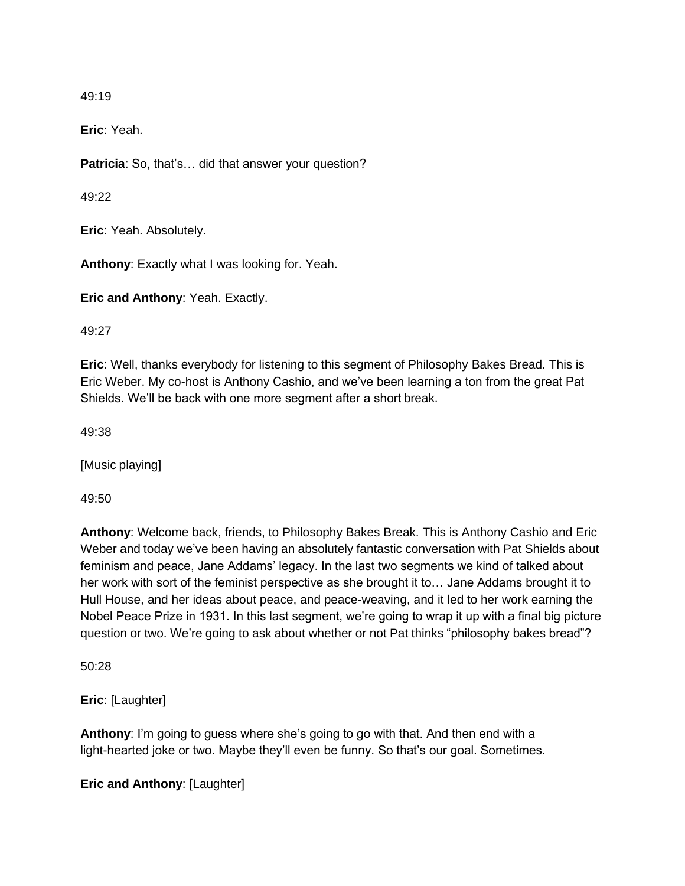49:19

**Eric**: Yeah.

**Patricia**: So, that's… did that answer your question?

49:22

**Eric**: Yeah. Absolutely.

**Anthony**: Exactly what I was looking for. Yeah.

**Eric and Anthony**: Yeah. Exactly.

49:27

**Eric**: Well, thanks everybody for listening to this segment of Philosophy Bakes Bread. This is Eric Weber. My co-host is Anthony Cashio, and we've been learning a ton from the great Pat Shields. We'll be back with one more segment after a short break.

49:38

[Music playing]

49:50

**Anthony**: Welcome back, friends, to Philosophy Bakes Break. This is Anthony Cashio and Eric Weber and today we've been having an absolutely fantastic conversation with Pat Shields about feminism and peace, Jane Addams' legacy. In the last two segments we kind of talked about her work with sort of the feminist perspective as she brought it to… Jane Addams brought it to Hull House, and her ideas about peace, and peace-weaving, and it led to her work earning the Nobel Peace Prize in 1931. In this last segment, we're going to wrap it up with a final big picture question or two. We're going to ask about whether or not Pat thinks "philosophy bakes bread"?

50:28

**Eric**: [Laughter]

**Anthony**: I'm going to guess where she's going to go with that. And then end with a light-hearted joke or two. Maybe they'll even be funny. So that's our goal. Sometimes.

**Eric and Anthony**: [Laughter]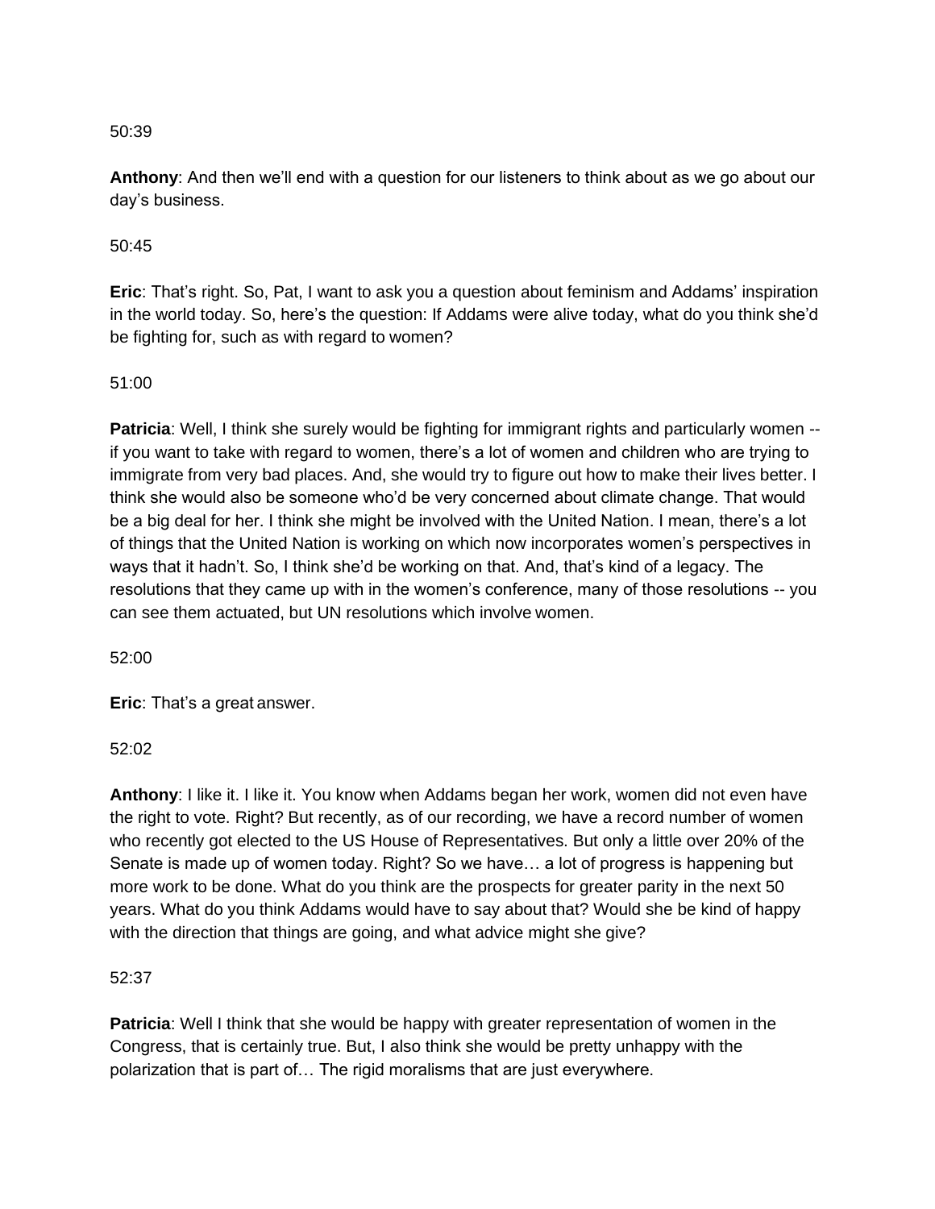50:39

**Anthony**: And then we'll end with a question for our listeners to think about as we go about our day's business.

50:45

**Eric**: That's right. So, Pat, I want to ask you a question about feminism and Addams' inspiration in the world today. So, here's the question: If Addams were alive today, what do you think she'd be fighting for, such as with regard to women?

51:00

**Patricia**: Well, I think she surely would be fighting for immigrant rights and particularly women -- if you want to take with regard to women, there's a lot of women and children who are trying to immigrate from very bad places. And, she would try to figure out how to make their lives better. I think she would also be someone who'd be very concerned about climate change. That would be a big deal for her. I think she might be involved with the United Nation. I mean, there's a lot of things that the United Nation is working on which now incorporates women's perspectives in ways that it hadn't. So, I think she'd be working on that. And, that's kind of a legacy. The resolutions that they came up with in the women's conference, many of those resolutions -- you can see them actuated, but UN resolutions which involve women.

52:00

**Eric**: That's a great answer.

52:02

**Anthony**: I like it. I like it. You know when Addams began her work, women did not even have the right to vote. Right? But recently, as of our recording, we have a record number of women who recently got elected to the US House of Representatives. But only a little over 20% of the Senate is made up of women today. Right? So we have… a lot of progress is happening but more work to be done. What do you think are the prospects for greater parity in the next 50 years. What do you think Addams would have to say about that? Would she be kind of happy with the direction that things are going, and what advice might she give?

52:37

**Patricia**: Well I think that she would be happy with greater representation of women in the Congress, that is certainly true. But, I also think she would be pretty unhappy with the polarization that is part of… The rigid moralisms that are just everywhere.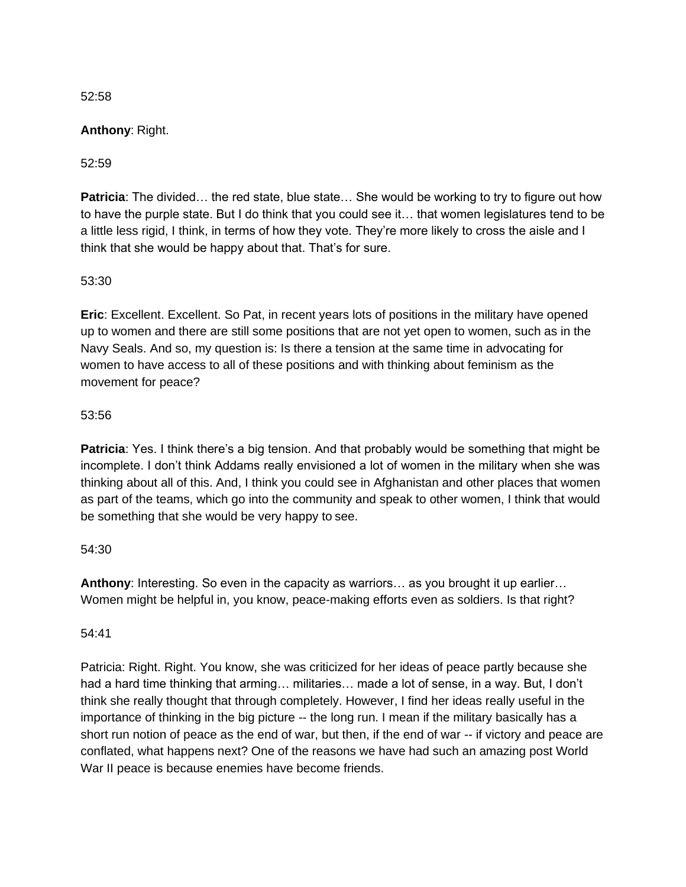52:58

**Anthony**: Right.

52:59

**Patricia**: The divided… the red state, blue state… She would be working to try to figure out how to have the purple state. But I do think that you could see it… that women legislatures tend to be a little less rigid, I think, in terms of how they vote. They're more likely to cross the aisle and I think that she would be happy about that. That's for sure.

53:30

**Eric**: Excellent. Excellent. So Pat, in recent years lots of positions in the military have opened up to women and there are still some positions that are not yet open to women, such as in the Navy Seals. And so, my question is: Is there a tension at the same time in advocating for women to have access to all of these positions and with thinking about feminism as the movement for peace?

53:56

**Patricia**: Yes. I think there's a big tension. And that probably would be something that might be incomplete. I don't think Addams really envisioned a lot of women in the military when she was thinking about all of this. And, I think you could see in Afghanistan and other places that women as part of the teams, which go into the community and speak to other women, I think that would be something that she would be very happy to see.

54:30

**Anthony**: Interesting. So even in the capacity as warriors… as you brought it up earlier… Women might be helpful in, you know, peace-making efforts even as soldiers. Is that right?

54:41

Patricia: Right. Right. You know, she was criticized for her ideas of peace partly because she had a hard time thinking that arming… militaries… made a lot of sense, in a way. But, I don't think she really thought that through completely. However, I find her ideas really useful in the importance of thinking in the big picture -- the long run. I mean if the military basically has a short run notion of peace as the end of war, but then, if the end of war -- if victory and peace are conflated, what happens next? One of the reasons we have had such an amazing post World War II peace is because enemies have become friends.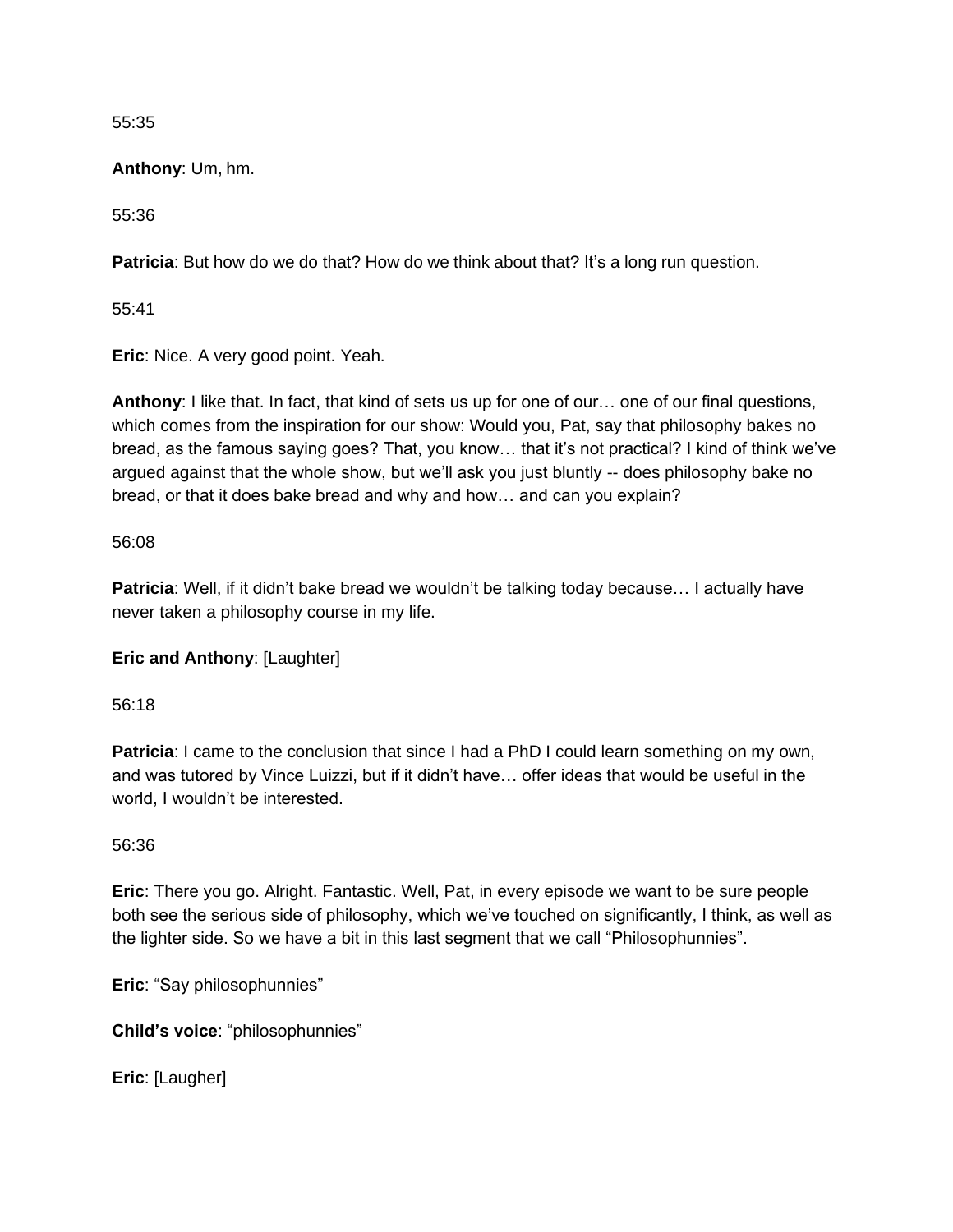55:35

**Anthony**: Um, hm.

55:36

**Patricia**: But how do we do that? How do we think about that? It's a long run question.

55:41

**Eric**: Nice. A very good point. Yeah.

**Anthony**: I like that. In fact, that kind of sets us up for one of our… one of our final questions, which comes from the inspiration for our show: Would you, Pat, say that philosophy bakes no bread, as the famous saying goes? That, you know… that it's not practical? I kind of think we've argued against that the whole show, but we'll ask you just bluntly -- does philosophy bake no bread, or that it does bake bread and why and how… and can you explain?

56:08

**Patricia**: Well, if it didn't bake bread we wouldn't be talking today because… I actually have never taken a philosophy course in my life.

**Eric and Anthony**: [Laughter]

56:18

**Patricia**: I came to the conclusion that since I had a PhD I could learn something on my own, and was tutored by Vince Luizzi, but if it didn't have… offer ideas that would be useful in the world, I wouldn't be interested.

56:36

**Eric**: There you go. Alright. Fantastic. Well, Pat, in every episode we want to be sure people both see the serious side of philosophy, which we've touched on significantly, I think, as well as the lighter side. So we have a bit in this last segment that we call "Philosophunnies".

**Eric**: "Say philosophunnies"

**Child's voice**: "philosophunnies"

**Eric**: [Laugher]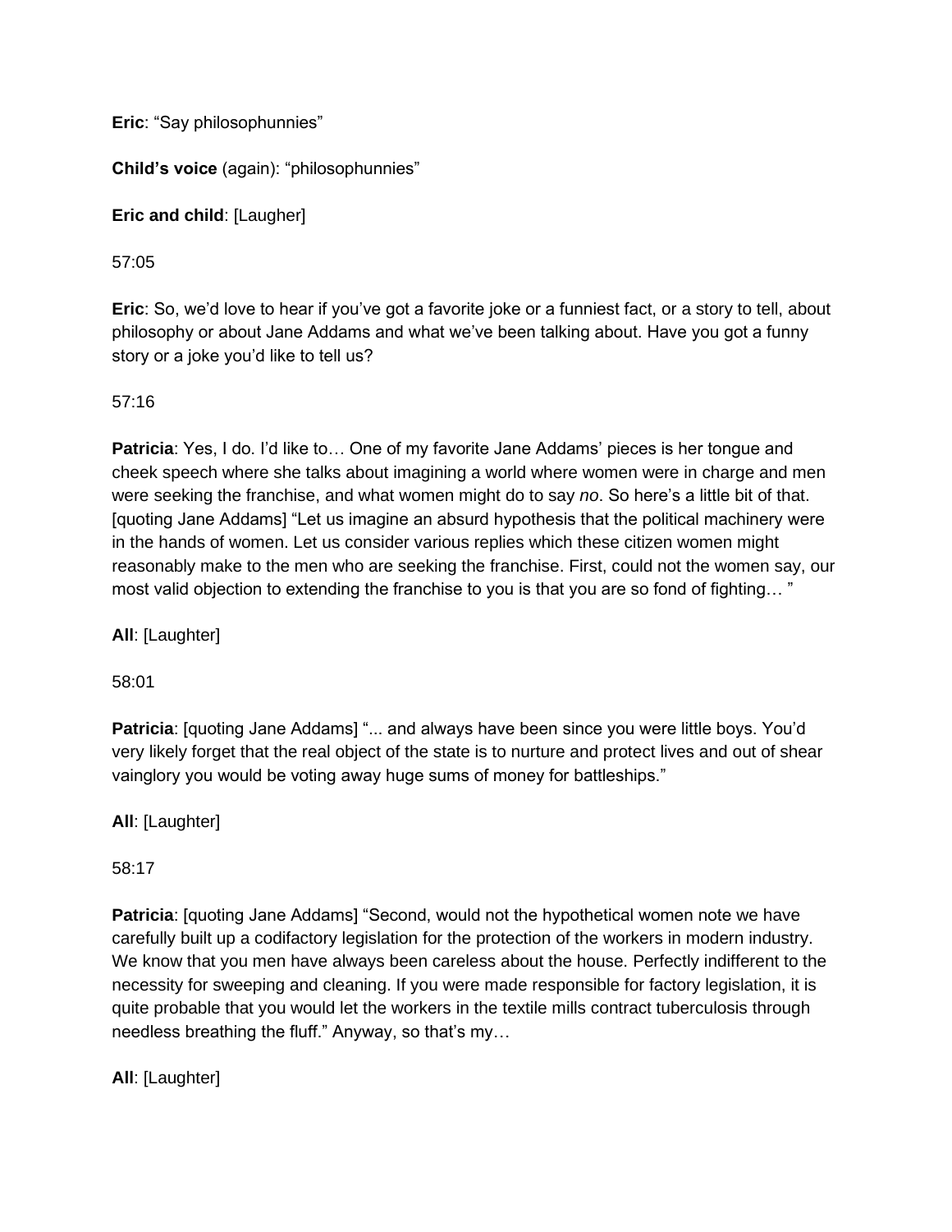**Eric**: “Say philosophunnies”

**Child’s voice** (again): “philosophunnies”

**Eric and child**: [Laugher]

57:05

**Eric**: So, we’d love to hear if you’ve got a favorite joke or a funniest fact, or a story to tell, about philosophy or about Jane Addams and what we’ve been talking about. Have you got a funny story or a joke you’d like to tell us?

57:16

**Patricia**: Yes, I do. I’d like to… One of my favorite Jane Addams’ pieces is her tongue and cheek speech where she talks about imagining a world where women were in charge and men were seeking the franchise, and what women might do to say *no*. So here’s a little bit of that. [quoting Jane Addams] “Let us imagine an absurd hypothesis that the political machinery were in the hands of women. Let us consider various replies which these citizen women might reasonably make to the men who are seeking the franchise. First, could not the women say, our most valid objection to extending the franchise to you is that you are so fond of fighting… ”

**All**: [Laughter]

58:01

**Patricia**: [quoting Jane Addams] “... and always have been since you were little boys. You’d very likely forget that the real object of the state is to nurture and protect lives and out of shear vainglory you would be voting away huge sums of money for battleships.”

**All**: [Laughter]

58:17

**Patricia**: [quoting Jane Addams] “Second, would not the hypothetical women note we have carefully built up a codifactory legislation for the protection of the workers in modern industry. We know that you men have always been careless about the house. Perfectly indifferent to the necessity for sweeping and cleaning. If you were made responsible for factory legislation, it is quite probable that you would let the workers in the textile mills contract tuberculosis through needless breathing the fluff.” Anyway, so that’s my…

**All**: [Laughter]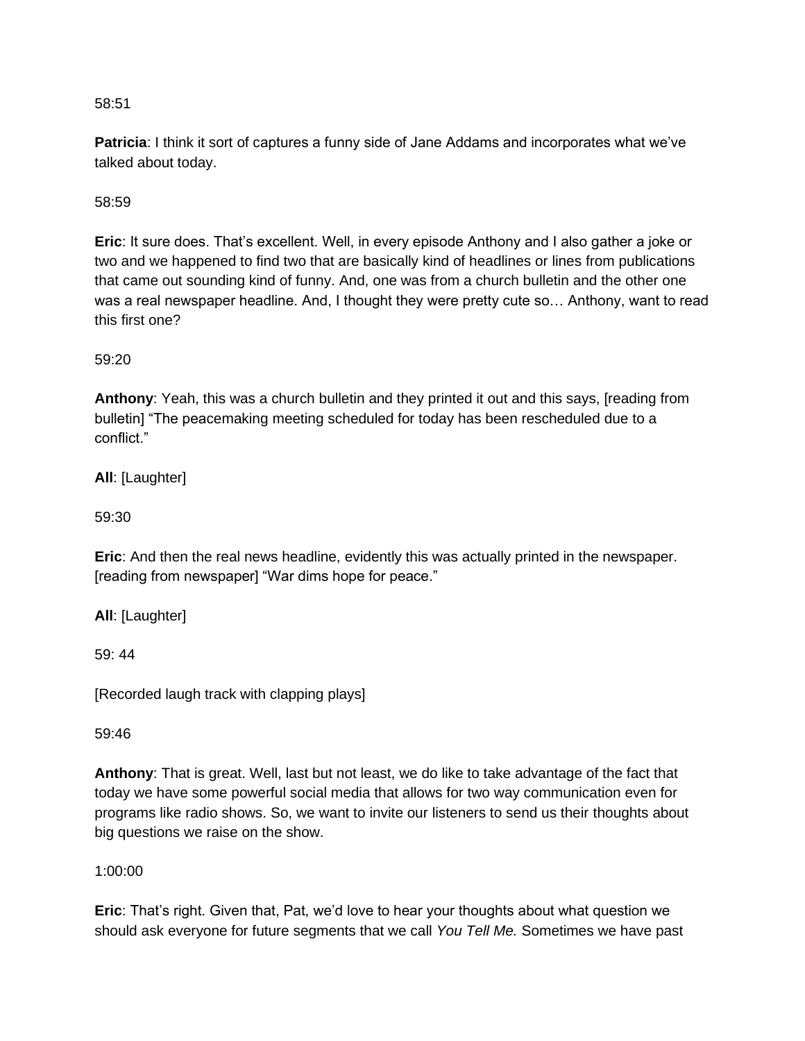58:51

**Patricia**: I think it sort of captures a funny side of Jane Addams and incorporates what we've talked about today.

58:59

**Eric**: It sure does. That's excellent. Well, in every episode Anthony and I also gather a joke or two and we happened to find two that are basically kind of headlines or lines from publications that came out sounding kind of funny. And, one was from a church bulletin and the other one was a real newspaper headline. And, I thought they were pretty cute so… Anthony, want to read this first one?

59:20

**Anthony**: Yeah, this was a church bulletin and they printed it out and this says, [reading from bulletin] "The peacemaking meeting scheduled for today has been rescheduled due to a conflict."

**All**: [Laughter]

59:30

**Eric**: And then the real news headline, evidently this was actually printed in the newspaper. [reading from newspaper] "War dims hope for peace."

**All**: [Laughter]

59: 44

[Recorded laugh track with clapping plays]

59:46

**Anthony**: That is great. Well, last but not least, we do like to take advantage of the fact that today we have some powerful social media that allows for two way communication even for programs like radio shows. So, we want to invite our listeners to send us their thoughts about big questions we raise on the show.

1:00:00

**Eric**: That's right. Given that, Pat, we'd love to hear your thoughts about what question we should ask everyone for future segments that we call *You Tell Me.* Sometimes we have past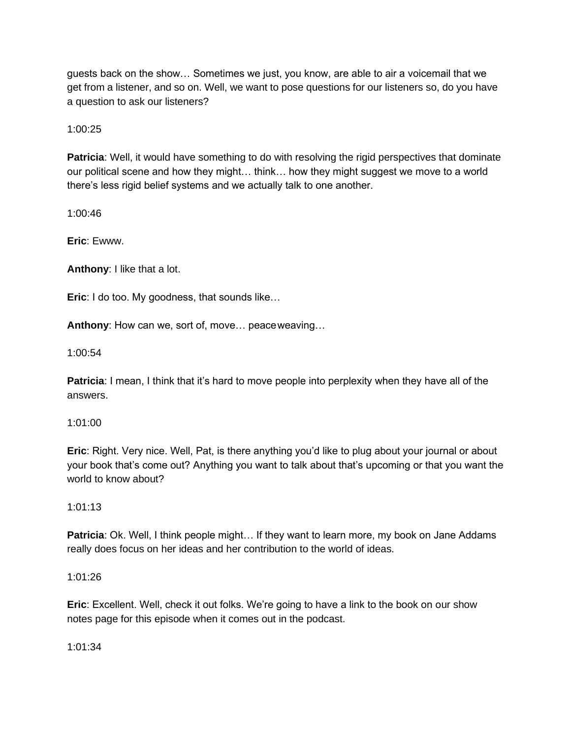guests back on the show… Sometimes we just, you know, are able to air a voicemail that we get from a listener, and so on. Well, we want to pose questions for our listeners so, do you have a question to ask our listeners?

1:00:25

**Patricia**: Well, it would have something to do with resolving the rigid perspectives that dominate our political scene and how they might… think… how they might suggest we move to a world there's less rigid belief systems and we actually talk to one another.

1:00:46

**Eric**: Ewww.

**Anthony**: I like that a lot.

**Eric**: I do too. My goodness, that sounds like…

**Anthony**: How can we, sort of, move… peaceweaving…

1:00:54

**Patricia**: I mean, I think that it's hard to move people into perplexity when they have all of the answers.

1:01:00

**Eric**: Right. Very nice. Well, Pat, is there anything you'd like to plug about your journal or about your book that's come out? Anything you want to talk about that's upcoming or that you want the world to know about?

1:01:13

**Patricia**: Ok. Well, I think people might… If they want to learn more, my book on Jane Addams really does focus on her ideas and her contribution to the world of ideas.

1:01:26

**Eric**: Excellent. Well, check it out folks. We're going to have a link to the book on our show notes page for this episode when it comes out in the podcast.

1:01:34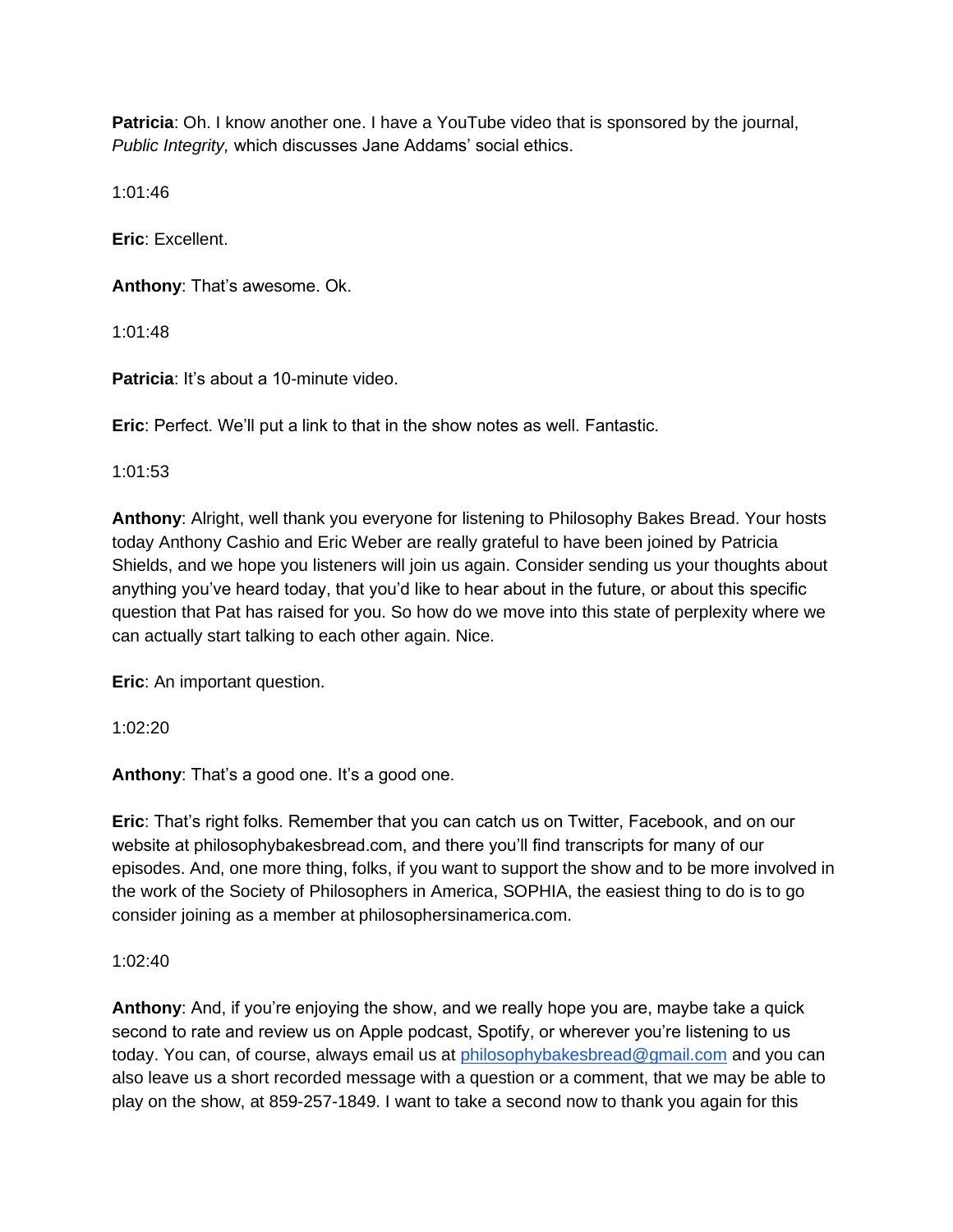**Patricia**: Oh. I know another one. I have a YouTube video that is sponsored by the journal, *Public Integrity,* which discusses Jane Addams' social ethics.

1:01:46

**Eric**: Excellent.

**Anthony**: That's awesome. Ok.

1:01:48

**Patricia**: It's about a 10-minute video.

**Eric**: Perfect. We'll put a link to that in the show notes as well. Fantastic.

1:01:53

**Anthony**: Alright, well thank you everyone for listening to Philosophy Bakes Bread. Your hosts today Anthony Cashio and Eric Weber are really grateful to have been joined by Patricia Shields, and we hope you listeners will join us again. Consider sending us your thoughts about anything you've heard today, that you'd like to hear about in the future, or about this specific question that Pat has raised for you. So how do we move into this state of perplexity where we can actually start talking to each other again. Nice.

**Eric**: An important question.

1:02:20

**Anthony**: That's a good one. It's a good one.

**Eric**: That's right folks. Remember that you can catch us on Twitter, Facebook, and on our website at philosophybakesbread.com, and there you'll find transcripts for many of our episodes. And, one more thing, folks, if you want to support the show and to be more involved in the work of the Society of Philosophers in America, SOPHIA, the easiest thing to do is to go consider joining as a member at philosophersinamerica.com.

1:02:40

**Anthony**: And, if you're enjoying the show, and we really hope you are, maybe take a quick second to rate and review us on Apple podcast, Spotify, or wherever you're listening to us today. You can, of course, always email us at [philosophybakesbread@gmail.com](mailto:philosophybakesbread@gmail.com) and you can also leave us a short recorded message with a question or a comment, that we may be able to play on the show, at 859-257-1849. I want to take a second now to thank you again for this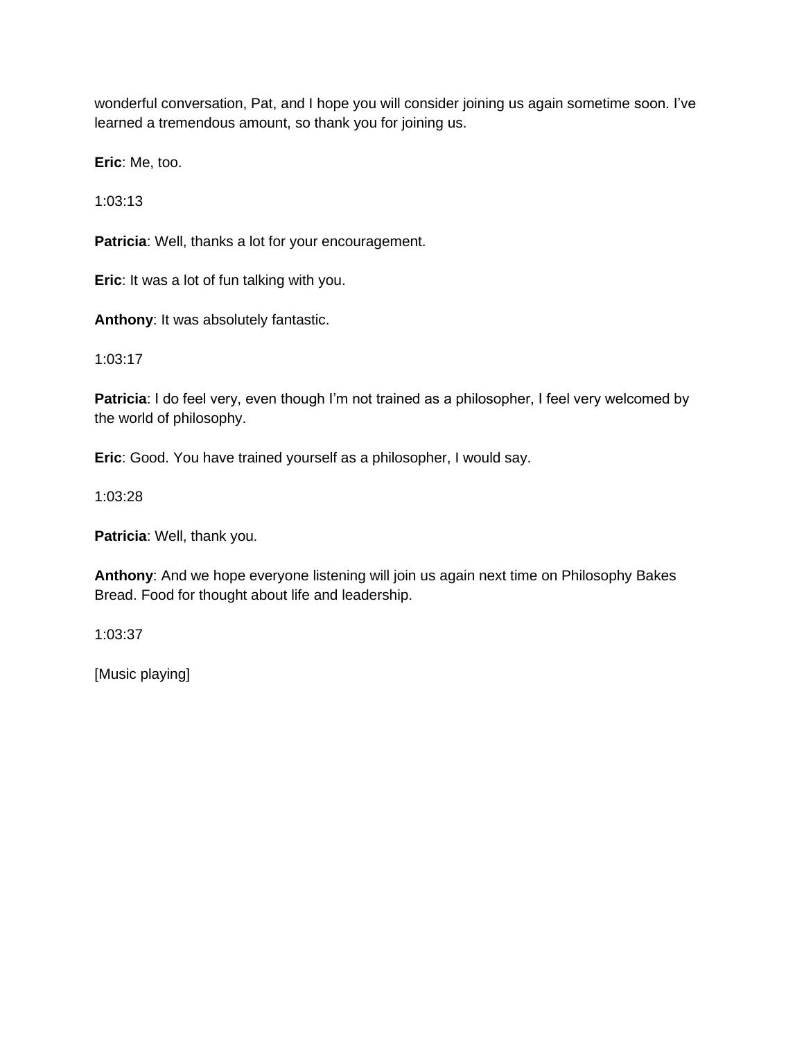wonderful conversation, Pat, and I hope you will consider joining us again sometime soon. I've learned a tremendous amount, so thank you for joining us.

**Eric**: Me, too.

1:03:13

**Patricia**: Well, thanks a lot for your encouragement.

**Eric**: It was a lot of fun talking with you.

**Anthony**: It was absolutely fantastic.

1:03:17

**Patricia**: I do feel very, even though I'm not trained as a philosopher, I feel very welcomed by the world of philosophy.

**Eric**: Good. You have trained yourself as a philosopher, I would say.

1:03:28

**Patricia**: Well, thank you.

**Anthony**: And we hope everyone listening will join us again next time on Philosophy Bakes Bread. Food for thought about life and leadership.

1:03:37

[Music playing]